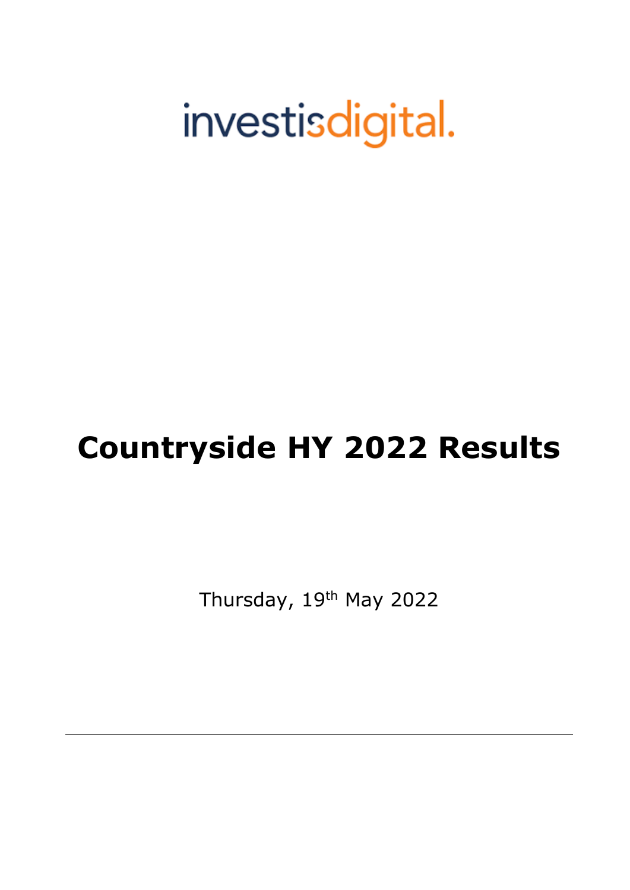investisdigital.

# Countryside HY 2022 Results

Thursday, 19th May 2022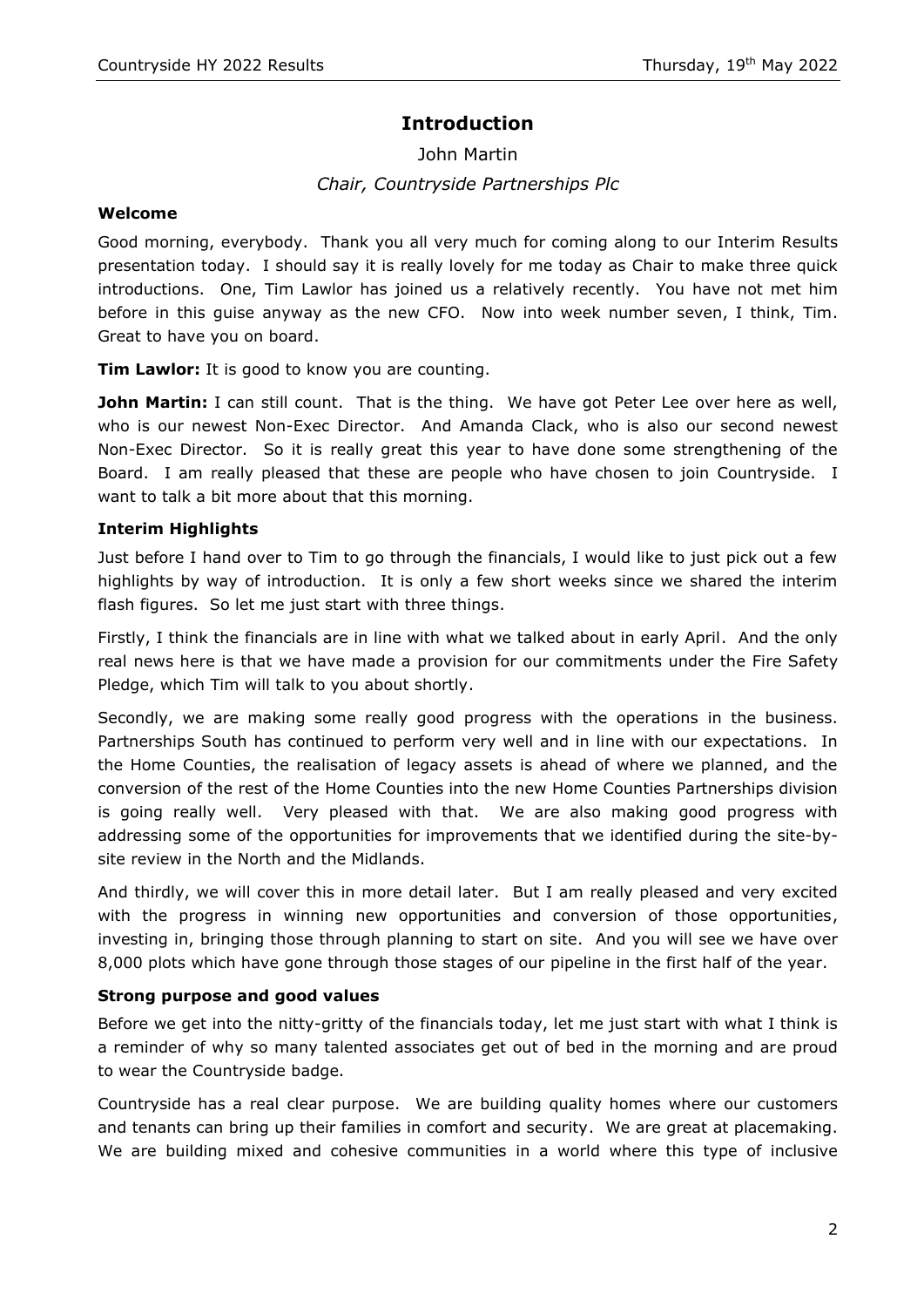# Introduction

John Martin

*Chair, Countryside Partnerships Plc*

### Welcome

Good morning, everybody. Thank you all very much for coming along to our Interim Results presentation today. I should say it is really lovely for me today as Chair to make three quick introductions. One, Tim Lawlor has joined us a relatively recently. You have not met him before in this guise anyway as the new CFO. Now into week number seven, I think, Tim. Great to have you on board.

**Tim Lawlor:** It is good to know you are counting.

**John Martin:** I can still count. That is the thing. We have got Peter Lee over here as well, who is our newest Non-Exec Director. And Amanda Clack, who is also our second newest Non-Exec Director. So it is really great this year to have done some strengthening of the Board. I am really pleased that these are people who have chosen to join Countryside. I want to talk a bit more about that this morning.

### Interim Highlights

Just before I hand over to Tim to go through the financials, I would like to just pick out a few highlights by way of introduction. It is only a few short weeks since we shared the interim flash figures. So let me just start with three things.

Firstly, I think the financials are in line with what we talked about in early April. And the only real news here is that we have made a provision for our commitments under the Fire Safety Pledge, which Tim will talk to you about shortly.

Secondly, we are making some really good progress with the operations in the business. Partnerships South has continued to perform very well and in line with our expectations. In the Home Counties, the realisation of legacy assets is ahead of where we planned, and the conversion of the rest of the Home Counties into the new Home Counties Partnerships division is going really well. Very pleased with that. We are also making good progress with addressing some of the opportunities for improvements that we identified during the site-by-site review in the North and the Midlands.

And thirdly, we will cover this in more detail later. But I am really pleased and very excited with the progress in winning new opportunities and conversion of those opportunities, investing in, bringing those through planning to start on site. And you will see we have over 8,000 plots which have gone through those stages of our pipeline in the first half of the year.

### Strong purpose and good values

Before we get into the nitty-gritty of the financials today, let me just start with what I think is a reminder of why so many talented associates get out of bed in the morning and are proud to wear the Countryside badge.

Countryside has a real clear purpose. We are building quality homes where our customers and tenants can bring up their families in comfort and security. We are great at placemaking. We are building mixed and cohesive communities in a world where this type of inclusive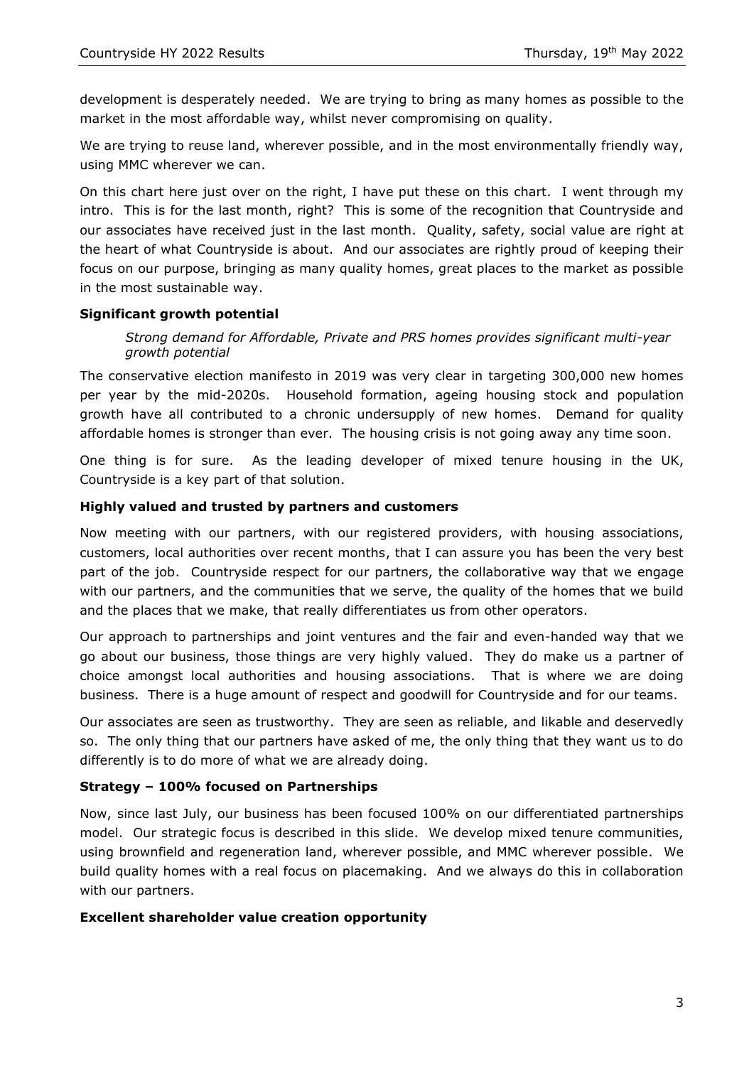development is desperately needed. We are trying to bring as many homes as possible to the market in the most affordable way, whilst never compromising on quality.

We are trying to reuse land, wherever possible, and in the most environmentally friendly way, using MMC wherever we can.

On this chart here just over on the right, I have put these on this chart. I went through my intro. This is for the last month, right? This is some of the recognition that Countryside and our associates have received just in the last month. Quality, safety, social value are right at the heart of what Countryside is about. And our associates are rightly proud of keeping their focus on our purpose, bringing as many quality homes, great places to the market as possible in the most sustainable way.

### Significant growth potential

> *Strong demand for Affordable, Private and PRS homes provides significant multi-year growth potential*

The conservative election manifesto in 2019 was very clear in targeting 300,000 new homes per year by the mid-2020s. Household formation, ageing housing stock and population growth have all contributed to a chronic undersupply of new homes. Demand for quality affordable homes is stronger than ever. The housing crisis is not going away any time soon.

One thing is for sure. As the leading developer of mixed tenure housing in the UK, Countryside is a key part of that solution.

### Highly valued and trusted by partners and customers

Now meeting with our partners, with our registered providers, with housing associations, customers, local authorities over recent months, that I can assure you has been the very best part of the job. Countryside respect for our partners, the collaborative way that we engage with our partners, and the communities that we serve, the quality of the homes that we build and the places that we make, that really differentiates us from other operators.

Our approach to partnerships and joint ventures and the fair and even-handed way that we go about our business, those things are very highly valued. They do make us a partner of choice amongst local authorities and housing associations. That is where we are doing business. There is a huge amount of respect and goodwill for Countryside and for our teams.

Our associates are seen as trustworthy. They are seen as reliable, and likable and deservedly so. The only thing that our partners have asked of me, the only thing that they want us to do differently is to do more of what we are already doing.

### Strategy – 100% focused on Partnerships

Now, since last July, our business has been focused 100% on our differentiated partnerships model. Our strategic focus is described in this slide. We develop mixed tenure communities, using brownfield and regeneration land, wherever possible, and MMC wherever possible. We build quality homes with a real focus on placemaking. And we always do this in collaboration with our partners.

### Excellent shareholder value creation opportunity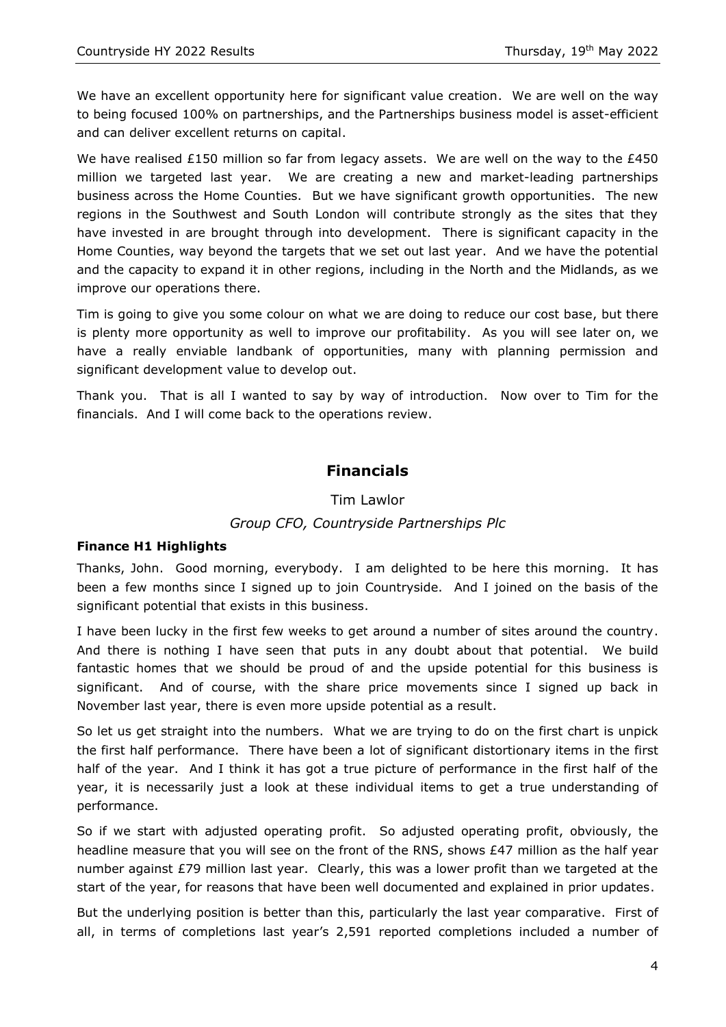We have an excellent opportunity here for significant value creation. We are well on the way to being focused 100% on partnerships, and the Partnerships business model is asset-efficient and can deliver excellent returns on capital.

We have realised £150 million so far from legacy assets. We are well on the way to the £450 million we targeted last year. We are creating a new and market-leading partnerships business across the Home Counties. But we have significant growth opportunities. The new regions in the Southwest and South London will contribute strongly as the sites that they have invested in are brought through into development. There is significant capacity in the Home Counties, way beyond the targets that we set out last year. And we have the potential and the capacity to expand it in other regions, including in the North and the Midlands, as we improve our operations there.

Tim is going to give you some colour on what we are doing to reduce our cost base, but there is plenty more opportunity as well to improve our profitability. As you will see later on, we have a really enviable landbank of opportunities, many with planning permission and significant development value to develop out.

Thank you. That is all I wanted to say by way of introduction. Now over to Tim for the financials. And I will come back to the operations review.

## Financials

Tim Lawlor

*Group CFO, Countryside Partnerships Plc*

### Finance H1 Highlights

Thanks, John. Good morning, everybody. I am delighted to be here this morning. It has been a few months since I signed up to join Countryside. And I joined on the basis of the significant potential that exists in this business.

I have been lucky in the first few weeks to get around a number of sites around the country. And there is nothing I have seen that puts in any doubt about that potential. We build fantastic homes that we should be proud of and the upside potential for this business is significant. And of course, with the share price movements since I signed up back in November last year, there is even more upside potential as a result.

So let us get straight into the numbers. What we are trying to do on the first chart is unpick the first half performance. There have been a lot of significant distortionary items in the first half of the year. And I think it has got a true picture of performance in the first half of the year, it is necessarily just a look at these individual items to get a true understanding of performance.

So if we start with adjusted operating profit. So adjusted operating profit, obviously, the headline measure that you will see on the front of the RNS, shows £47 million as the half year number against £79 million last year. Clearly, this was a lower profit than we targeted at the start of the year, for reasons that have been well documented and explained in prior updates.

But the underlying position is better than this, particularly the last year comparative. First of all, in terms of completions last year's 2,591 reported completions included a number of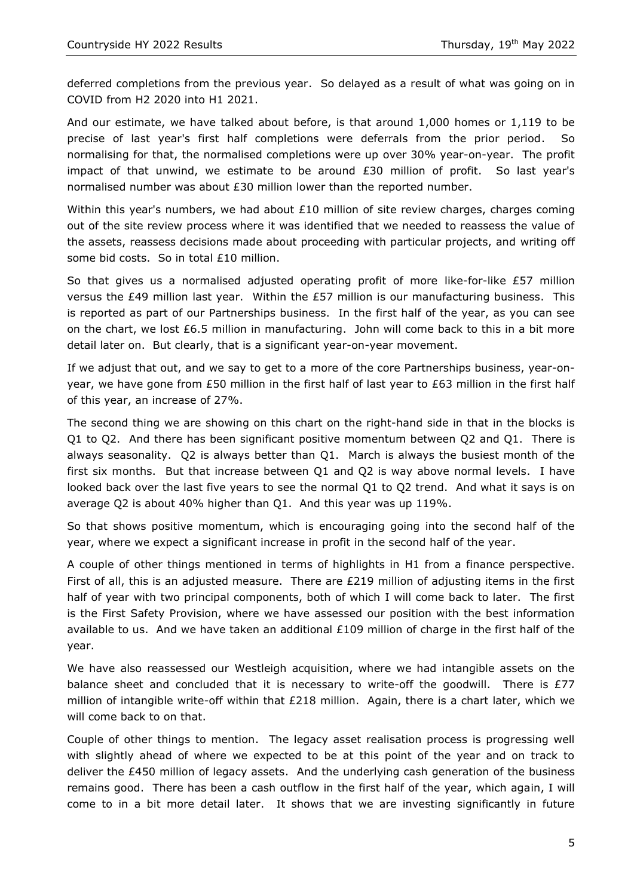deferred completions from the previous year. So delayed as a result of what was going on in COVID from H2 2020 into H1 2021.

And our estimate, we have talked about before, is that around 1,000 homes or 1,119 to be precise of last year's first half completions were deferrals from the prior period. So normalising for that, the normalised completions were up over 30% year-on-year. The profit impact of that unwind, we estimate to be around £30 million of profit. So last year's normalised number was about £30 million lower than the reported number.

Within this year's numbers, we had about £10 million of site review charges, charges coming out of the site review process where it was identified that we needed to reassess the value of the assets, reassess decisions made about proceeding with particular projects, and writing off some bid costs. So in total £10 million.

So that gives us a normalised adjusted operating profit of more like-for-like £57 million versus the £49 million last year. Within the £57 million is our manufacturing business. This is reported as part of our Partnerships business. In the first half of the year, as you can see on the chart, we lost £6.5 million in manufacturing. John will come back to this in a bit more detail later on. But clearly, that is a significant year-on-year movement.

If we adjust that out, and we say to get to a more of the core Partnerships business, year-on-year, we have gone from £50 million in the first half of last year to £63 million in the first half of this year, an increase of 27%.

The second thing we are showing on this chart on the right-hand side in that in the blocks is Q1 to Q2. And there has been significant positive momentum between Q2 and Q1. There is always seasonality. Q2 is always better than Q1. March is always the busiest month of the first six months. But that increase between Q1 and Q2 is way above normal levels. I have looked back over the last five years to see the normal Q1 to Q2 trend. And what it says is on average Q2 is about 40% higher than Q1. And this year was up 119%.

So that shows positive momentum, which is encouraging going into the second half of the year, where we expect a significant increase in profit in the second half of the year.

A couple of other things mentioned in terms of highlights in H1 from a finance perspective. First of all, this is an adjusted measure. There are £219 million of adjusting items in the first half of year with two principal components, both of which I will come back to later. The first is the First Safety Provision, where we have assessed our position with the best information available to us. And we have taken an additional £109 million of charge in the first half of the year.

We have also reassessed our Westleigh acquisition, where we had intangible assets on the balance sheet and concluded that it is necessary to write-off the goodwill. There is £77 million of intangible write-off within that £218 million. Again, there is a chart later, which we will come back to on that.

Couple of other things to mention. The legacy asset realisation process is progressing well with slightly ahead of where we expected to be at this point of the year and on track to deliver the £450 million of legacy assets. And the underlying cash generation of the business remains good. There has been a cash outflow in the first half of the year, which again, I will come to in a bit more detail later. It shows that we are investing significantly in future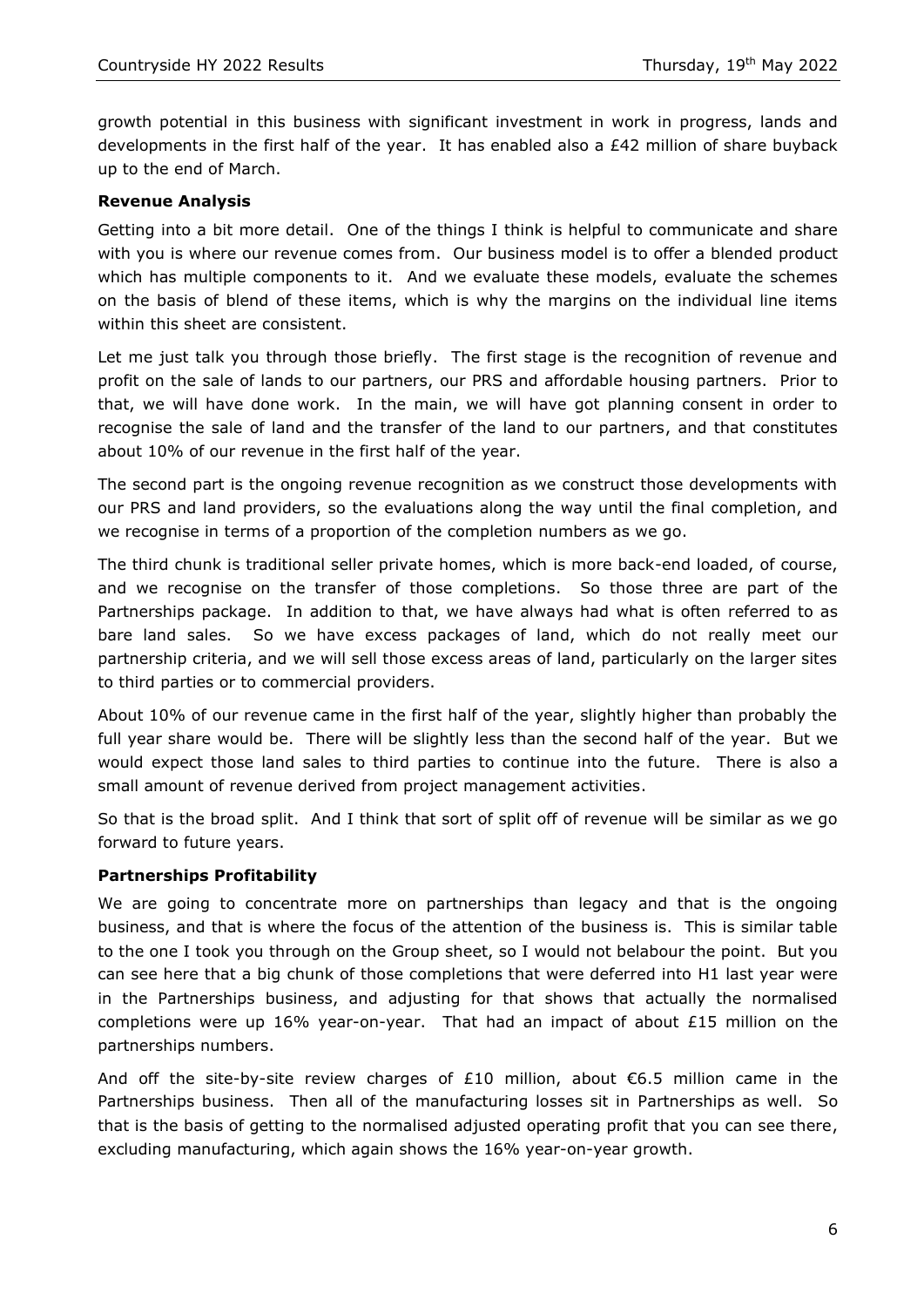growth potential in this business with significant investment in work in progress, lands and developments in the first half of the year. It has enabled also a £42 million of share buyback up to the end of March.

**Revenue Analysis**

Getting into a bit more detail. One of the things I think is helpful to communicate and share with you is where our revenue comes from. Our business model is to offer a blended product which has multiple components to it. And we evaluate these models, evaluate the schemes on the basis of blend of these items, which is why the margins on the individual line items within this sheet are consistent.

Let me just talk you through those briefly. The first stage is the recognition of revenue and profit on the sale of lands to our partners, our PRS and affordable housing partners. Prior to that, we will have done work. In the main, we will have got planning consent in order to recognise the sale of land and the transfer of the land to our partners, and that constitutes about 10% of our revenue in the first half of the year.

The second part is the ongoing revenue recognition as we construct those developments with our PRS and land providers, so the evaluations along the way until the final completion, and we recognise in terms of a proportion of the completion numbers as we go.

The third chunk is traditional seller private homes, which is more back-end loaded, of course, and we recognise on the transfer of those completions. So those three are part of the Partnerships package. In addition to that, we have always had what is often referred to as bare land sales. So we have excess packages of land, which do not really meet our partnership criteria, and we will sell those excess areas of land, particularly on the larger sites to third parties or to commercial providers.

About 10% of our revenue came in the first half of the year, slightly higher than probably the full year share would be. There will be slightly less than the second half of the year. But we would expect those land sales to third parties to continue into the future. There is also a small amount of revenue derived from project management activities.

So that is the broad split. And I think that sort of split off of revenue will be similar as we go forward to future years.

**Partnerships Profitability**

We are going to concentrate more on partnerships than legacy and that is the ongoing business, and that is where the focus of the attention of the business is. This is similar table to the one I took you through on the Group sheet, so I would not belabour the point. But you can see here that a big chunk of those completions that were deferred into H1 last year were in the Partnerships business, and adjusting for that shows that actually the normalised completions were up 16% year-on-year. That had an impact of about £15 million on the partnerships numbers.

And off the site-by-site review charges of £10 million, about €6.5 million came in the Partnerships business. Then all of the manufacturing losses sit in Partnerships as well. So that is the basis of getting to the normalised adjusted operating profit that you can see there, excluding manufacturing, which again shows the 16% year-on-year growth.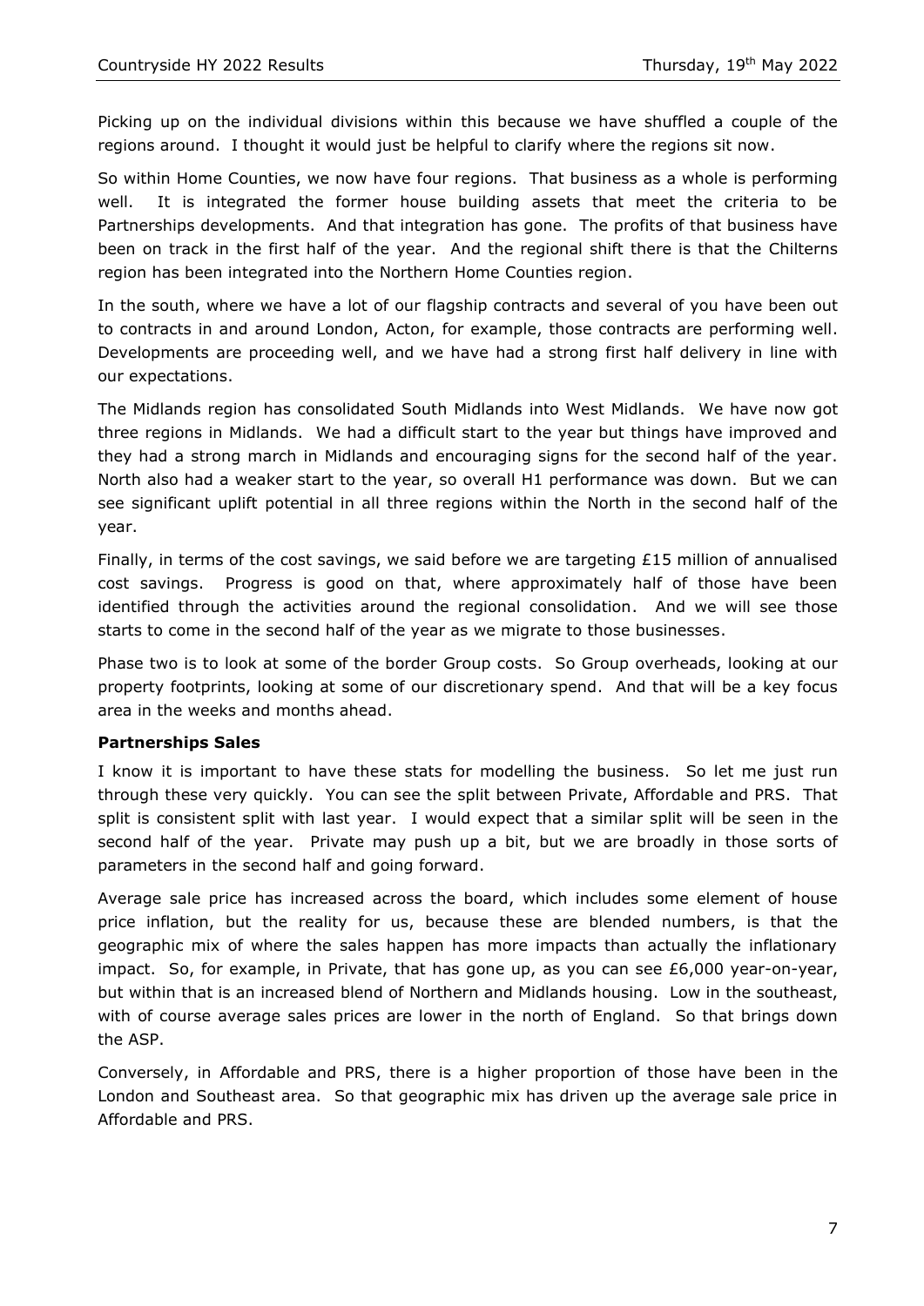Picking up on the individual divisions within this because we have shuffled a couple of the regions around. I thought it would just be helpful to clarify where the regions sit now.

So within Home Counties, we now have four regions. That business as a whole is performing well. It is integrated the former house building assets that meet the criteria to be Partnerships developments. And that integration has gone. The profits of that business have been on track in the first half of the year. And the regional shift there is that the Chilterns region has been integrated into the Northern Home Counties region.

In the south, where we have a lot of our flagship contracts and several of you have been out to contracts in and around London, Acton, for example, those contracts are performing well. Developments are proceeding well, and we have had a strong first half delivery in line with our expectations.

The Midlands region has consolidated South Midlands into West Midlands. We have now got three regions in Midlands. We had a difficult start to the year but things have improved and they had a strong march in Midlands and encouraging signs for the second half of the year. North also had a weaker start to the year, so overall H1 performance was down. But we can see significant uplift potential in all three regions within the North in the second half of the year.

Finally, in terms of the cost savings, we said before we are targeting £15 million of annualised cost savings. Progress is good on that, where approximately half of those have been identified through the activities around the regional consolidation. And we will see those starts to come in the second half of the year as we migrate to those businesses.

Phase two is to look at some of the border Group costs. So Group overheads, looking at our property footprints, looking at some of our discretionary spend. And that will be a key focus area in the weeks and months ahead.

**Partnerships Sales**

I know it is important to have these stats for modelling the business. So let me just run through these very quickly. You can see the split between Private, Affordable and PRS. That split is consistent split with last year. I would expect that a similar split will be seen in the second half of the year. Private may push up a bit, but we are broadly in those sorts of parameters in the second half and going forward.

Average sale price has increased across the board, which includes some element of house price inflation, but the reality for us, because these are blended numbers, is that the geographic mix of where the sales happen has more impacts than actually the inflationary impact. So, for example, in Private, that has gone up, as you can see £6,000 year-on-year, but within that is an increased blend of Northern and Midlands housing. Low in the southeast, with of course average sales prices are lower in the north of England. So that brings down the ASP.

Conversely, in Affordable and PRS, there is a higher proportion of those have been in the London and Southeast area. So that geographic mix has driven up the average sale price in Affordable and PRS.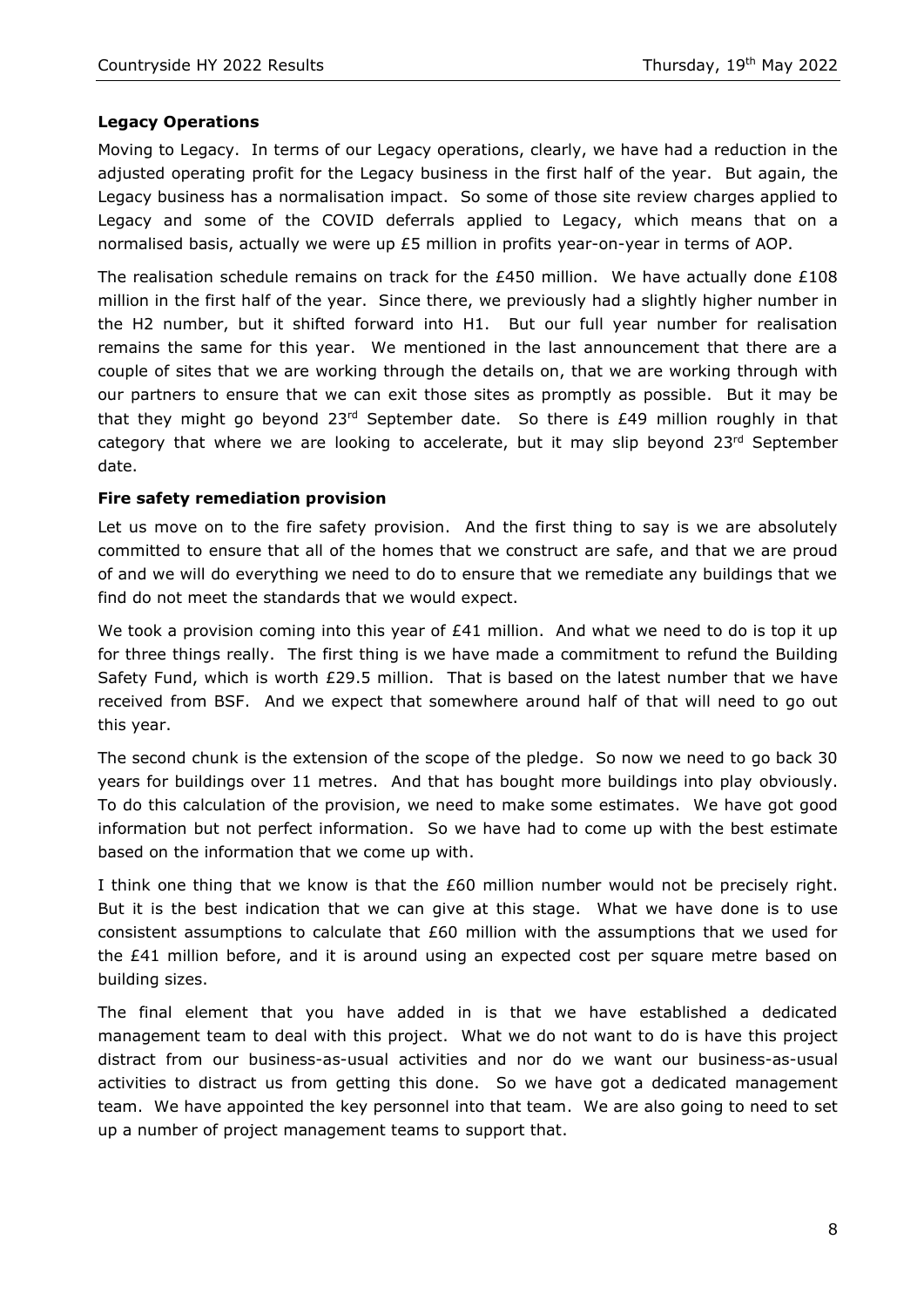**Legacy Operations**

Moving to Legacy. In terms of our Legacy operations, clearly, we have had a reduction in the adjusted operating profit for the Legacy business in the first half of the year. But again, the Legacy business has a normalisation impact. So some of those site review charges applied to Legacy and some of the COVID deferrals applied to Legacy, which means that on a normalised basis, actually we were up £5 million in profits year-on-year in terms of AOP.

The realisation schedule remains on track for the £450 million. We have actually done £108 million in the first half of the year. Since there, we previously had a slightly higher number in the H2 number, but it shifted forward into H1. But our full year number for realisation remains the same for this year. We mentioned in the last announcement that there are a couple of sites that we are working through the details on, that we are working through with our partners to ensure that we can exit those sites as promptly as possible. But it may be that they might go beyond 23rd September date. So there is £49 million roughly in that category that where we are looking to accelerate, but it may slip beyond 23rd September date.

**Fire safety remediation provision**

Let us move on to the fire safety provision. And the first thing to say is we are absolutely committed to ensure that all of the homes that we construct are safe, and that we are proud of and we will do everything we need to do to ensure that we remediate any buildings that we find do not meet the standards that we would expect.

We took a provision coming into this year of £41 million. And what we need to do is top it up for three things really. The first thing is we have made a commitment to refund the Building Safety Fund, which is worth £29.5 million. That is based on the latest number that we have received from BSF. And we expect that somewhere around half of that will need to go out this year.

The second chunk is the extension of the scope of the pledge. So now we need to go back 30 years for buildings over 11 metres. And that has bought more buildings into play obviously. To do this calculation of the provision, we need to make some estimates. We have got good information but not perfect information. So we have had to come up with the best estimate based on the information that we come up with.

I think one thing that we know is that the £60 million number would not be precisely right. But it is the best indication that we can give at this stage. What we have done is to use consistent assumptions to calculate that £60 million with the assumptions that we used for the £41 million before, and it is around using an expected cost per square metre based on building sizes.

The final element that you have added in is that we have established a dedicated management team to deal with this project. What we do not want to do is have this project distract from our business-as-usual activities and nor do we want our business-as-usual activities to distract us from getting this done. So we have got a dedicated management team. We have appointed the key personnel into that team. We are also going to need to set up a number of project management teams to support that.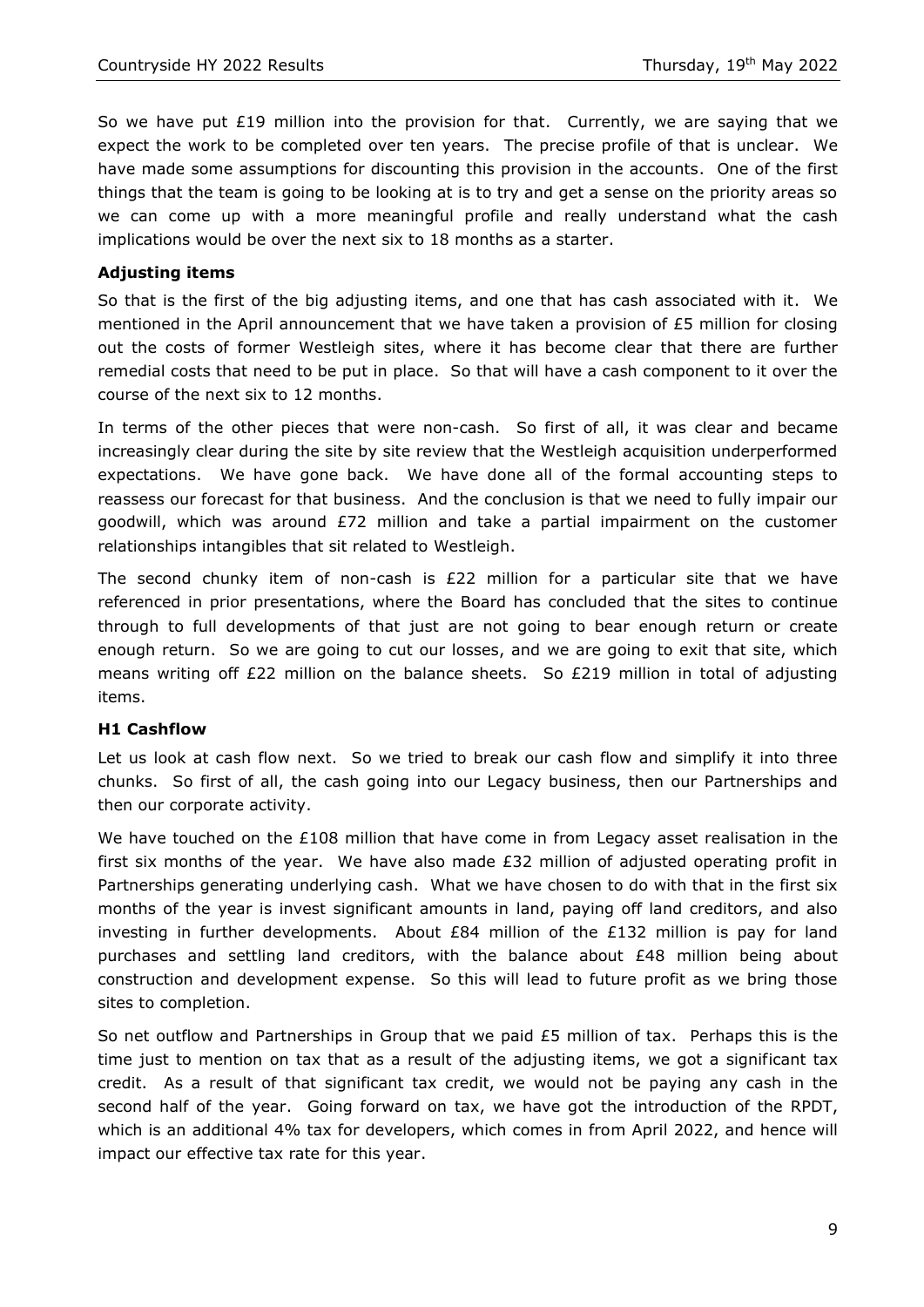So we have put £19 million into the provision for that. Currently, we are saying that we expect the work to be completed over ten years. The precise profile of that is unclear. We have made some assumptions for discounting this provision in the accounts. One of the first things that the team is going to be looking at is to try and get a sense on the priority areas so we can come up with a more meaningful profile and really understand what the cash implications would be over the next six to 18 months as a starter.

**Adjusting items**

So that is the first of the big adjusting items, and one that has cash associated with it. We mentioned in the April announcement that we have taken a provision of £5 million for closing out the costs of former Westleigh sites, where it has become clear that there are further remedial costs that need to be put in place. So that will have a cash component to it over the course of the next six to 12 months.

In terms of the other pieces that were non-cash. So first of all, it was clear and became increasingly clear during the site by site review that the Westleigh acquisition underperformed expectations. We have gone back. We have done all of the formal accounting steps to reassess our forecast for that business. And the conclusion is that we need to fully impair our goodwill, which was around £72 million and take a partial impairment on the customer relationships intangibles that sit related to Westleigh.

The second chunky item of non-cash is £22 million for a particular site that we have referenced in prior presentations, where the Board has concluded that the sites to continue through to full developments of that just are not going to bear enough return or create enough return. So we are going to cut our losses, and we are going to exit that site, which means writing off £22 million on the balance sheets. So £219 million in total of adjusting items.

**H1 Cashflow**

Let us look at cash flow next. So we tried to break our cash flow and simplify it into three chunks. So first of all, the cash going into our Legacy business, then our Partnerships and then our corporate activity.

We have touched on the £108 million that have come in from Legacy asset realisation in the first six months of the year. We have also made £32 million of adjusted operating profit in Partnerships generating underlying cash. What we have chosen to do with that in the first six months of the year is invest significant amounts in land, paying off land creditors, and also investing in further developments. About £84 million of the £132 million is pay for land purchases and settling land creditors, with the balance about £48 million being about construction and development expense. So this will lead to future profit as we bring those sites to completion.

So net outflow and Partnerships in Group that we paid £5 million of tax. Perhaps this is the time just to mention on tax that as a result of the adjusting items, we got a significant tax credit. As a result of that significant tax credit, we would not be paying any cash in the second half of the year. Going forward on tax, we have got the introduction of the RPDT, which is an additional 4% tax for developers, which comes in from April 2022, and hence will impact our effective tax rate for this year.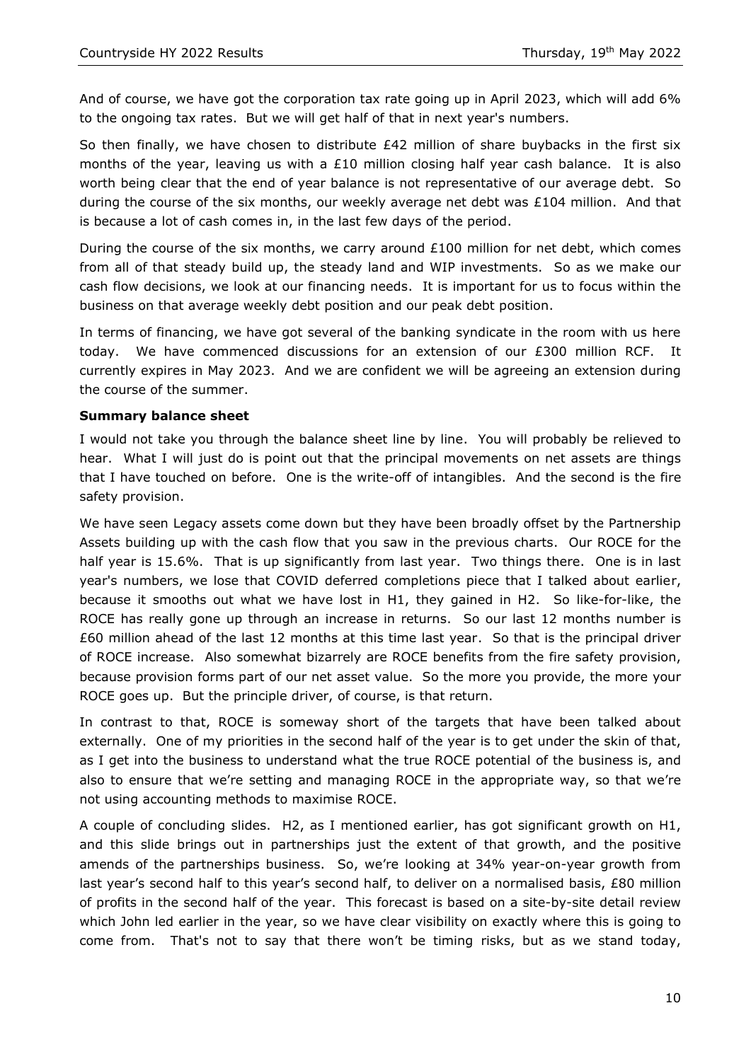And of course, we have got the corporation tax rate going up in April 2023, which will add 6% to the ongoing tax rates. But we will get half of that in next year's numbers.

So then finally, we have chosen to distribute £42 million of share buybacks in the first six months of the year, leaving us with a £10 million closing half year cash balance. It is also worth being clear that the end of year balance is not representative of our average debt. So during the course of the six months, our weekly average net debt was £104 million. And that is because a lot of cash comes in, in the last few days of the period.

During the course of the six months, we carry around £100 million for net debt, which comes from all of that steady build up, the steady land and WIP investments. So as we make our cash flow decisions, we look at our financing needs. It is important for us to focus within the business on that average weekly debt position and our peak debt position.

In terms of financing, we have got several of the banking syndicate in the room with us here today. We have commenced discussions for an extension of our £300 million RCF. It currently expires in May 2023. And we are confident we will be agreeing an extension during the course of the summer.

**Summary balance sheet**

I would not take you through the balance sheet line by line. You will probably be relieved to hear. What I will just do is point out that the principal movements on net assets are things that I have touched on before. One is the write-off of intangibles. And the second is the fire safety provision.

We have seen Legacy assets come down but they have been broadly offset by the Partnership Assets building up with the cash flow that you saw in the previous charts. Our ROCE for the half year is 15.6%. That is up significantly from last year. Two things there. One is in last year's numbers, we lose that COVID deferred completions piece that I talked about earlier, because it smooths out what we have lost in H1, they gained in H2. So like-for-like, the ROCE has really gone up through an increase in returns. So our last 12 months number is £60 million ahead of the last 12 months at this time last year. So that is the principal driver of ROCE increase. Also somewhat bizarrely are ROCE benefits from the fire safety provision, because provision forms part of our net asset value. So the more you provide, the more your ROCE goes up. But the principle driver, of course, is that return.

In contrast to that, ROCE is someway short of the targets that have been talked about externally. One of my priorities in the second half of the year is to get under the skin of that, as I get into the business to understand what the true ROCE potential of the business is, and also to ensure that we're setting and managing ROCE in the appropriate way, so that we're not using accounting methods to maximise ROCE.

A couple of concluding slides. H2, as I mentioned earlier, has got significant growth on H1, and this slide brings out in partnerships just the extent of that growth, and the positive amends of the partnerships business. So, we're looking at 34% year-on-year growth from last year's second half to this year's second half, to deliver on a normalised basis, £80 million of profits in the second half of the year. This forecast is based on a site-by-site detail review which John led earlier in the year, so we have clear visibility on exactly where this is going to come from. That's not to say that there won't be timing risks, but as we stand today,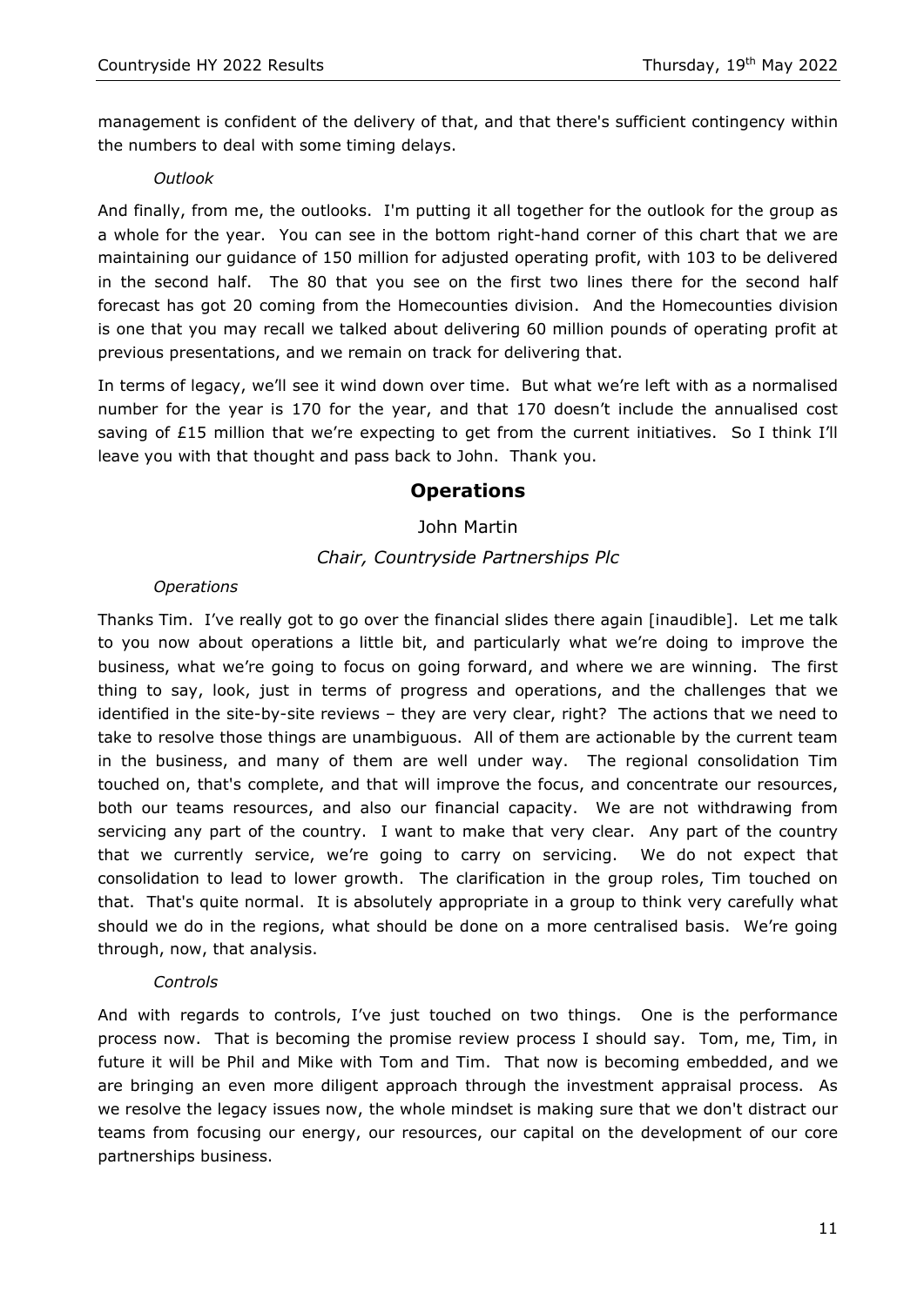management is confident of the delivery of that, and that there's sufficient contingency within the numbers to deal with some timing delays.

*Outlook*

And finally, from me, the outlooks. I'm putting it all together for the outlook for the group as a whole for the year. You can see in the bottom right-hand corner of this chart that we are maintaining our guidance of 150 million for adjusted operating profit, with 103 to be delivered in the second half. The 80 that you see on the first two lines there for the second half forecast has got 20 coming from the Homecounties division. And the Homecounties division is one that you may recall we talked about delivering 60 million pounds of operating profit at previous presentations, and we remain on track for delivering that.

In terms of legacy, we'll see it wind down over time. But what we're left with as a normalised number for the year is 170 for the year, and that 170 doesn't include the annualised cost saving of £15 million that we're expecting to get from the current initiatives. So I think I'll leave you with that thought and pass back to John. Thank you.

## Operations

John Martin

*Chair, Countryside Partnerships Plc*

*Operations*

Thanks Tim. I've really got to go over the financial slides there again [inaudible]. Let me talk to you now about operations a little bit, and particularly what we're doing to improve the business, what we're going to focus on going forward, and where we are winning. The first thing to say, look, just in terms of progress and operations, and the challenges that we identified in the site-by-site reviews – they are very clear, right? The actions that we need to take to resolve those things are unambiguous. All of them are actionable by the current team in the business, and many of them are well under way. The regional consolidation Tim touched on, that's complete, and that will improve the focus, and concentrate our resources, both our teams resources, and also our financial capacity. We are not withdrawing from servicing any part of the country. I want to make that very clear. Any part of the country that we currently service, we're going to carry on servicing. We do not expect that consolidation to lead to lower growth. The clarification in the group roles, Tim touched on that. That's quite normal. It is absolutely appropriate in a group to think very carefully what should we do in the regions, what should be done on a more centralised basis. We're going through, now, that analysis.

*Controls*

And with regards to controls, I've just touched on two things. One is the performance process now. That is becoming the promise review process I should say. Tom, me, Tim, in future it will be Phil and Mike with Tom and Tim. That now is becoming embedded, and we are bringing an even more diligent approach through the investment appraisal process. As we resolve the legacy issues now, the whole mindset is making sure that we don't distract our teams from focusing our energy, our resources, our capital on the development of our core partnerships business.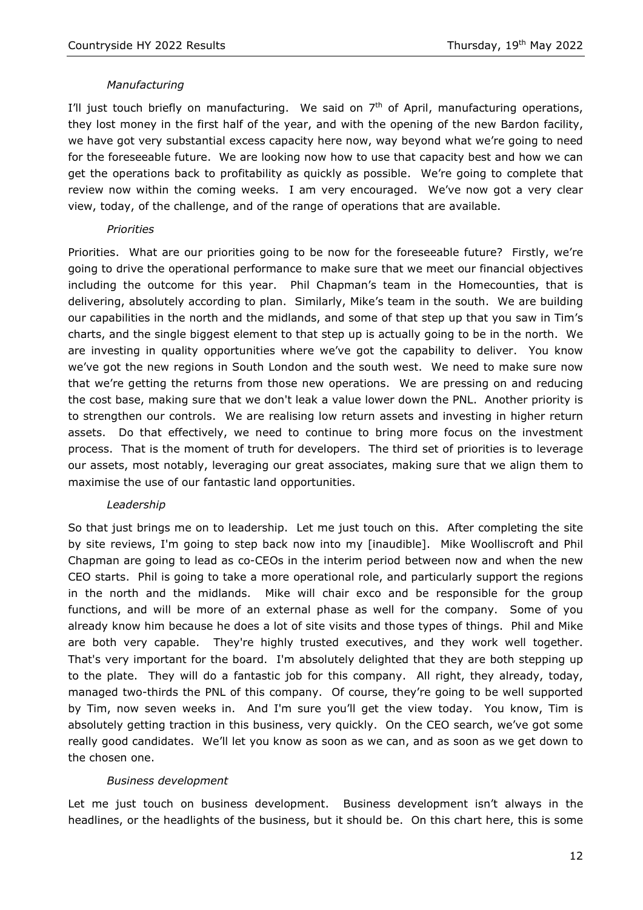*Manufacturing*

I'll just touch briefly on manufacturing. We said on 7th of April, manufacturing operations, they lost money in the first half of the year, and with the opening of the new Bardon facility, we have got very substantial excess capacity here now, way beyond what we're going to need for the foreseeable future. We are looking now how to use that capacity best and how we can get the operations back to profitability as quickly as possible. We're going to complete that review now within the coming weeks. I am very encouraged. We've now got a very clear view, today, of the challenge, and of the range of operations that are available.

*Priorities*

Priorities. What are our priorities going to be now for the foreseeable future? Firstly, we're going to drive the operational performance to make sure that we meet our financial objectives including the outcome for this year. Phil Chapman's team in the Homecounties, that is delivering, absolutely according to plan. Similarly, Mike's team in the south. We are building our capabilities in the north and the midlands, and some of that step up that you saw in Tim's charts, and the single biggest element to that step up is actually going to be in the north. We are investing in quality opportunities where we've got the capability to deliver. You know we've got the new regions in South London and the south west. We need to make sure now that we're getting the returns from those new operations. We are pressing on and reducing the cost base, making sure that we don't leak a value lower down the PNL. Another priority is to strengthen our controls. We are realising low return assets and investing in higher return assets. Do that effectively, we need to continue to bring more focus on the investment process. That is the moment of truth for developers. The third set of priorities is to leverage our assets, most notably, leveraging our great associates, making sure that we align them to maximise the use of our fantastic land opportunities.

*Leadership*

So that just brings me on to leadership. Let me just touch on this. After completing the site by site reviews, I'm going to step back now into my [inaudible]. Mike Woolliscroft and Phil Chapman are going to lead as co-CEOs in the interim period between now and when the new CEO starts. Phil is going to take a more operational role, and particularly support the regions in the north and the midlands. Mike will chair exco and be responsible for the group functions, and will be more of an external phase as well for the company. Some of you already know him because he does a lot of site visits and those types of things. Phil and Mike are both very capable. They're highly trusted executives, and they work well together. That's very important for the board. I'm absolutely delighted that they are both stepping up to the plate. They will do a fantastic job for this company. All right, they already, today, managed two-thirds the PNL of this company. Of course, they're going to be well supported by Tim, now seven weeks in. And I'm sure you'll get the view today. You know, Tim is absolutely getting traction in this business, very quickly. On the CEO search, we've got some really good candidates. We'll let you know as soon as we can, and as soon as we get down to the chosen one.

*Business development*

Let me just touch on business development. Business development isn't always in the headlines, or the headlights of the business, but it should be. On this chart here, this is some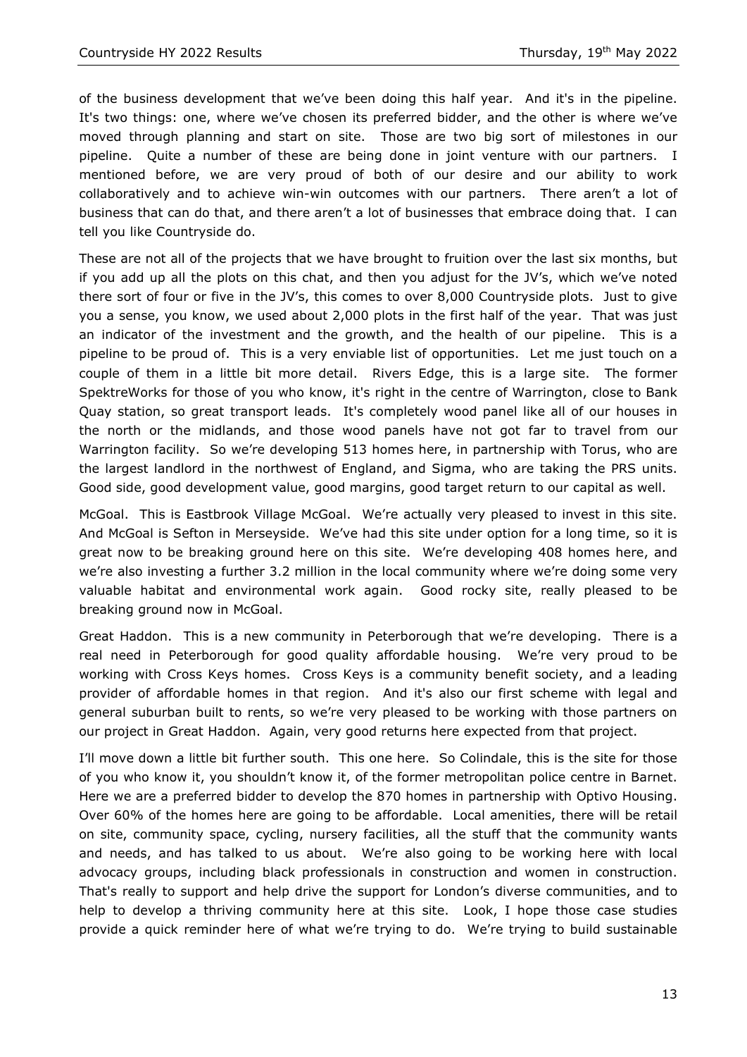of the business development that we've been doing this half year. And it's in the pipeline. It's two things: one, where we've chosen its preferred bidder, and the other is where we've moved through planning and start on site. Those are two big sort of milestones in our pipeline. Quite a number of these are being done in joint venture with our partners. I mentioned before, we are very proud of both of our desire and our ability to work collaboratively and to achieve win-win outcomes with our partners. There aren't a lot of business that can do that, and there aren't a lot of businesses that embrace doing that. I can tell you like Countryside do.

These are not all of the projects that we have brought to fruition over the last six months, but if you add up all the plots on this chat, and then you adjust for the JV's, which we've noted there sort of four or five in the JV's, this comes to over 8,000 Countryside plots. Just to give you a sense, you know, we used about 2,000 plots in the first half of the year. That was just an indicator of the investment and the growth, and the health of our pipeline. This is a pipeline to be proud of. This is a very enviable list of opportunities. Let me just touch on a couple of them in a little bit more detail. Rivers Edge, this is a large site. The former SpektreWorks for those of you who know, it's right in the centre of Warrington, close to Bank Quay station, so great transport leads. It's completely wood panel like all of our houses in the north or the midlands, and those wood panels have not got far to travel from our Warrington facility. So we're developing 513 homes here, in partnership with Torus, who are the largest landlord in the northwest of England, and Sigma, who are taking the PRS units. Good side, good development value, good margins, good target return to our capital as well.

McGoal. This is Eastbrook Village McGoal. We're actually very pleased to invest in this site. And McGoal is Sefton in Merseyside. We've had this site under option for a long time, so it is great now to be breaking ground here on this site. We're developing 408 homes here, and we're also investing a further 3.2 million in the local community where we're doing some very valuable habitat and environmental work again. Good rocky site, really pleased to be breaking ground now in McGoal.

Great Haddon. This is a new community in Peterborough that we're developing. There is a real need in Peterborough for good quality affordable housing. We're very proud to be working with Cross Keys homes. Cross Keys is a community benefit society, and a leading provider of affordable homes in that region. And it's also our first scheme with legal and general suburban built to rents, so we're very pleased to be working with those partners on our project in Great Haddon. Again, very good returns here expected from that project.

I'll move down a little bit further south. This one here. So Colindale, this is the site for those of you who know it, you shouldn't know it, of the former metropolitan police centre in Barnet. Here we are a preferred bidder to develop the 870 homes in partnership with Optivo Housing. Over 60% of the homes here are going to be affordable. Local amenities, there will be retail on site, community space, cycling, nursery facilities, all the stuff that the community wants and needs, and has talked to us about. We're also going to be working here with local advocacy groups, including black professionals in construction and women in construction. That's really to support and help drive the support for London's diverse communities, and to help to develop a thriving community here at this site. Look, I hope those case studies provide a quick reminder here of what we're trying to do. We're trying to build sustainable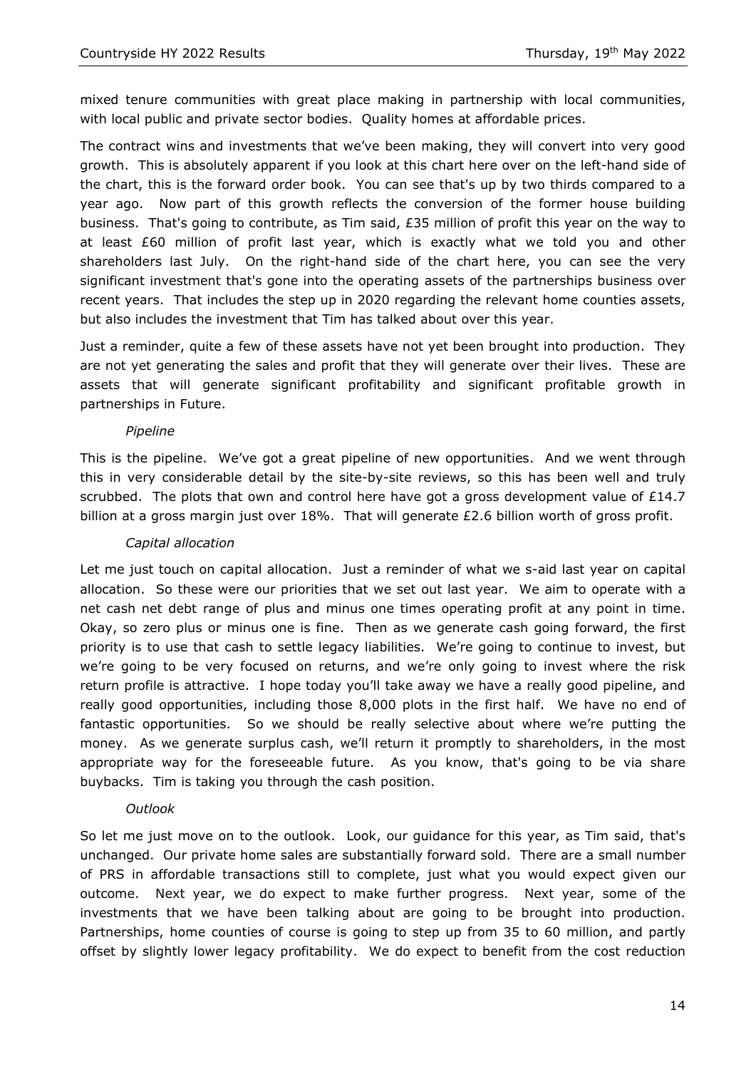mixed tenure communities with great place making in partnership with local communities, with local public and private sector bodies. Quality homes at affordable prices.

The contract wins and investments that we've been making, they will convert into very good growth. This is absolutely apparent if you look at this chart here over on the left-hand side of the chart, this is the forward order book. You can see that's up by two thirds compared to a year ago. Now part of this growth reflects the conversion of the former house building business. That's going to contribute, as Tim said, £35 million of profit this year on the way to at least £60 million of profit last year, which is exactly what we told you and other shareholders last July. On the right-hand side of the chart here, you can see the very significant investment that's gone into the operating assets of the partnerships business over recent years. That includes the step up in 2020 regarding the relevant home counties assets, but also includes the investment that Tim has talked about over this year.

Just a reminder, quite a few of these assets have not yet been brought into production. They are not yet generating the sales and profit that they will generate over their lives. These are assets that will generate significant profitability and significant profitable growth in partnerships in Future.

*Pipeline*

This is the pipeline. We've got a great pipeline of new opportunities. And we went through this in very considerable detail by the site-by-site reviews, so this has been well and truly scrubbed. The plots that own and control here have got a gross development value of £14.7 billion at a gross margin just over 18%. That will generate £2.6 billion worth of gross profit.

*Capital allocation*

Let me just touch on capital allocation. Just a reminder of what we s-aid last year on capital allocation. So these were our priorities that we set out last year. We aim to operate with a net cash net debt range of plus and minus one times operating profit at any point in time. Okay, so zero plus or minus one is fine. Then as we generate cash going forward, the first priority is to use that cash to settle legacy liabilities. We're going to continue to invest, but we're going to be very focused on returns, and we're only going to invest where the risk return profile is attractive. I hope today you'll take away we have a really good pipeline, and really good opportunities, including those 8,000 plots in the first half. We have no end of fantastic opportunities. So we should be really selective about where we're putting the money. As we generate surplus cash, we'll return it promptly to shareholders, in the most appropriate way for the foreseeable future. As you know, that's going to be via share buybacks. Tim is taking you through the cash position.

*Outlook*

So let me just move on to the outlook. Look, our guidance for this year, as Tim said, that's unchanged. Our private home sales are substantially forward sold. There are a small number of PRS in affordable transactions still to complete, just what you would expect given our outcome. Next year, we do expect to make further progress. Next year, some of the investments that we have been talking about are going to be brought into production. Partnerships, home counties of course is going to step up from 35 to 60 million, and partly offset by slightly lower legacy profitability. We do expect to benefit from the cost reduction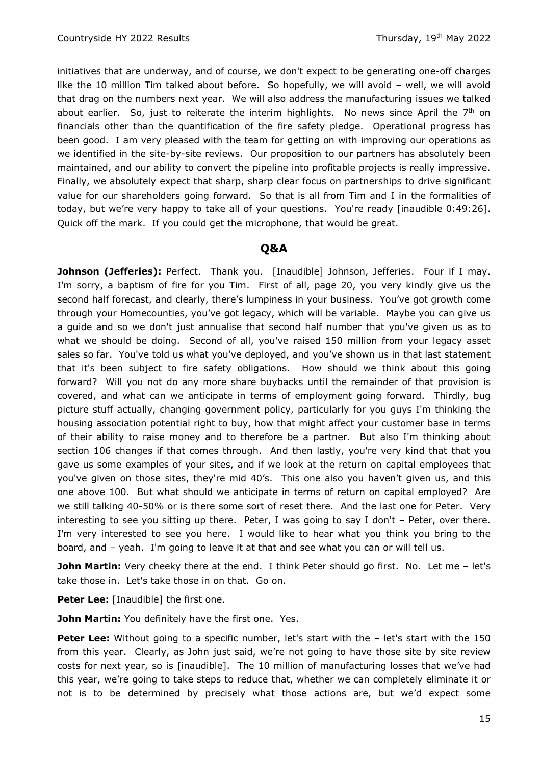initiatives that are underway, and of course, we don't expect to be generating one-off charges like the 10 million Tim talked about before. So hopefully, we will avoid – well, we will avoid that drag on the numbers next year. We will also address the manufacturing issues we talked about earlier. So, just to reiterate the interim highlights. No news since April the 7th on financials other than the quantification of the fire safety pledge. Operational progress has been good. I am very pleased with the team for getting on with improving our operations as we identified in the site-by-site reviews. Our proposition to our partners has absolutely been maintained, and our ability to convert the pipeline into profitable projects is really impressive. Finally, we absolutely expect that sharp, sharp clear focus on partnerships to drive significant value for our shareholders going forward. So that is all from Tim and I in the formalities of today, but we're very happy to take all of your questions. You're ready [inaudible 0:49:26]. Quick off the mark. If you could get the microphone, that would be great.

## Q&A

**Johnson (Jefferies):** Perfect. Thank you. [Inaudible] Johnson, Jefferies. Four if I may. I'm sorry, a baptism of fire for you Tim. First of all, page 20, you very kindly give us the second half forecast, and clearly, there's lumpiness in your business. You've got growth come through your Homecounties, you've got legacy, which will be variable. Maybe you can give us a guide and so we don't just annualise that second half number that you've given us as to what we should be doing. Second of all, you've raised 150 million from your legacy asset sales so far. You've told us what you've deployed, and you've shown us in that last statement that it's been subject to fire safety obligations. How should we think about this going forward? Will you not do any more share buybacks until the remainder of that provision is covered, and what can we anticipate in terms of employment going forward. Thirdly, bug picture stuff actually, changing government policy, particularly for you guys I'm thinking the housing association potential right to buy, how that might affect your customer base in terms of their ability to raise money and to therefore be a partner. But also I'm thinking about section 106 changes if that comes through. And then lastly, you're very kind that that you gave us some examples of your sites, and if we look at the return on capital employees that you've given on those sites, they're mid 40's. This one also you haven't given us, and this one above 100. But what should we anticipate in terms of return on capital employed? Are we still talking 40-50% or is there some sort of reset there. And the last one for Peter. Very interesting to see you sitting up there. Peter, I was going to say I don't – Peter, over there. I'm very interested to see you here. I would like to hear what you think you bring to the board, and – yeah. I'm going to leave it at that and see what you can or will tell us.

**John Martin:** Very cheeky there at the end. I think Peter should go first. No. Let me – let's take those in. Let's take those in on that. Go on.

**Peter Lee:** [Inaudible] the first one.

**John Martin:** You definitely have the first one. Yes.

**Peter Lee:** Without going to a specific number, let's start with the – let's start with the 150 from this year. Clearly, as John just said, we're not going to have those site by site review costs for next year, so is [inaudible]. The 10 million of manufacturing losses that we've had this year, we're going to take steps to reduce that, whether we can completely eliminate it or not is to be determined by precisely what those actions are, but we'd expect some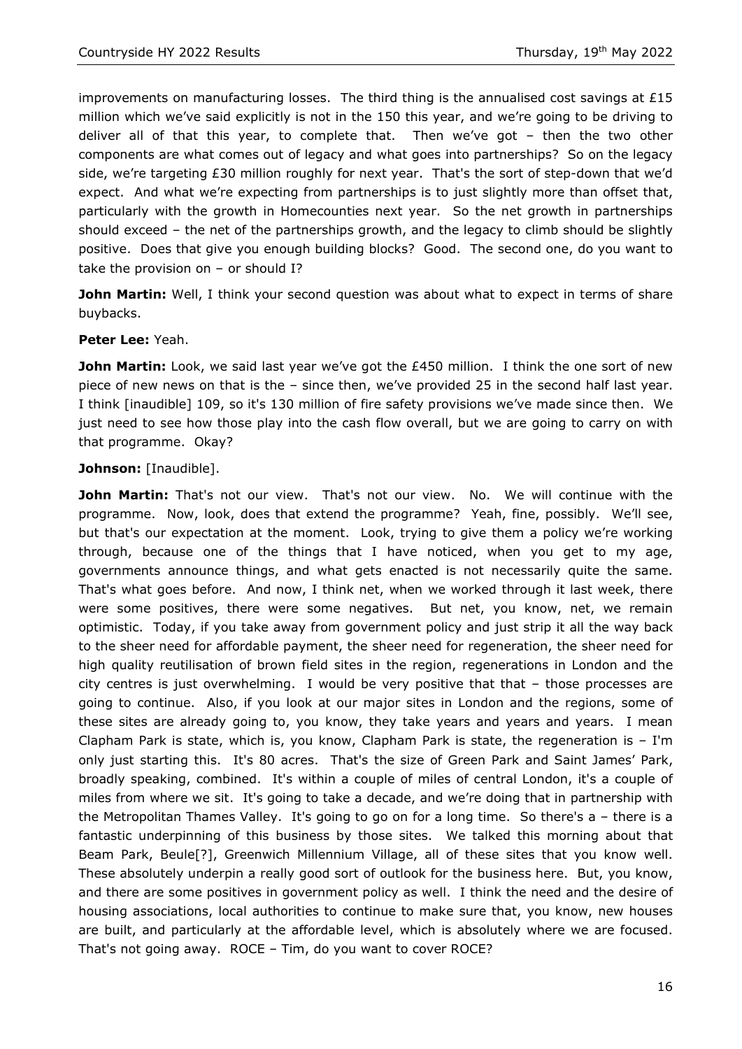improvements on manufacturing losses. The third thing is the annualised cost savings at £15 million which we've said explicitly is not in the 150 this year, and we're going to be driving to deliver all of that this year, to complete that. Then we've got – then the two other components are what comes out of legacy and what goes into partnerships? So on the legacy side, we're targeting £30 million roughly for next year. That's the sort of step-down that we'd expect. And what we're expecting from partnerships is to just slightly more than offset that, particularly with the growth in Homecounties next year. So the net growth in partnerships should exceed – the net of the partnerships growth, and the legacy to climb should be slightly positive. Does that give you enough building blocks? Good. The second one, do you want to take the provision on – or should I?

**John Martin:** Well, I think your second question was about what to expect in terms of share buybacks.

**Peter Lee:** Yeah.

**John Martin:** Look, we said last year we've got the £450 million. I think the one sort of new piece of new news on that is the – since then, we've provided 25 in the second half last year. I think [inaudible] 109, so it's 130 million of fire safety provisions we've made since then. We just need to see how those play into the cash flow overall, but we are going to carry on with that programme. Okay?

**Johnson:** [Inaudible].

**John Martin:** That's not our view. That's not our view. No. We will continue with the programme. Now, look, does that extend the programme? Yeah, fine, possibly. We'll see, but that's our expectation at the moment. Look, trying to give them a policy we're working through, because one of the things that I have noticed, when you get to my age, governments announce things, and what gets enacted is not necessarily quite the same. That's what goes before. And now, I think net, when we worked through it last week, there were some positives, there were some negatives. But net, you know, net, we remain optimistic. Today, if you take away from government policy and just strip it all the way back to the sheer need for affordable payment, the sheer need for regeneration, the sheer need for high quality reutilisation of brown field sites in the region, regenerations in London and the city centres is just overwhelming. I would be very positive that that – those processes are going to continue. Also, if you look at our major sites in London and the regions, some of these sites are already going to, you know, they take years and years and years. I mean Clapham Park is state, which is, you know, Clapham Park is state, the regeneration is – I'm only just starting this. It's 80 acres. That's the size of Green Park and Saint James' Park, broadly speaking, combined. It's within a couple of miles of central London, it's a couple of miles from where we sit. It's going to take a decade, and we're doing that in partnership with the Metropolitan Thames Valley. It's going to go on for a long time. So there's a – there is a fantastic underpinning of this business by those sites. We talked this morning about that Beam Park, Beule[?], Greenwich Millennium Village, all of these sites that you know well. These absolutely underpin a really good sort of outlook for the business here. But, you know, and there are some positives in government policy as well. I think the need and the desire of housing associations, local authorities to continue to make sure that, you know, new houses are built, and particularly at the affordable level, which is absolutely where we are focused. That's not going away. ROCE – Tim, do you want to cover ROCE?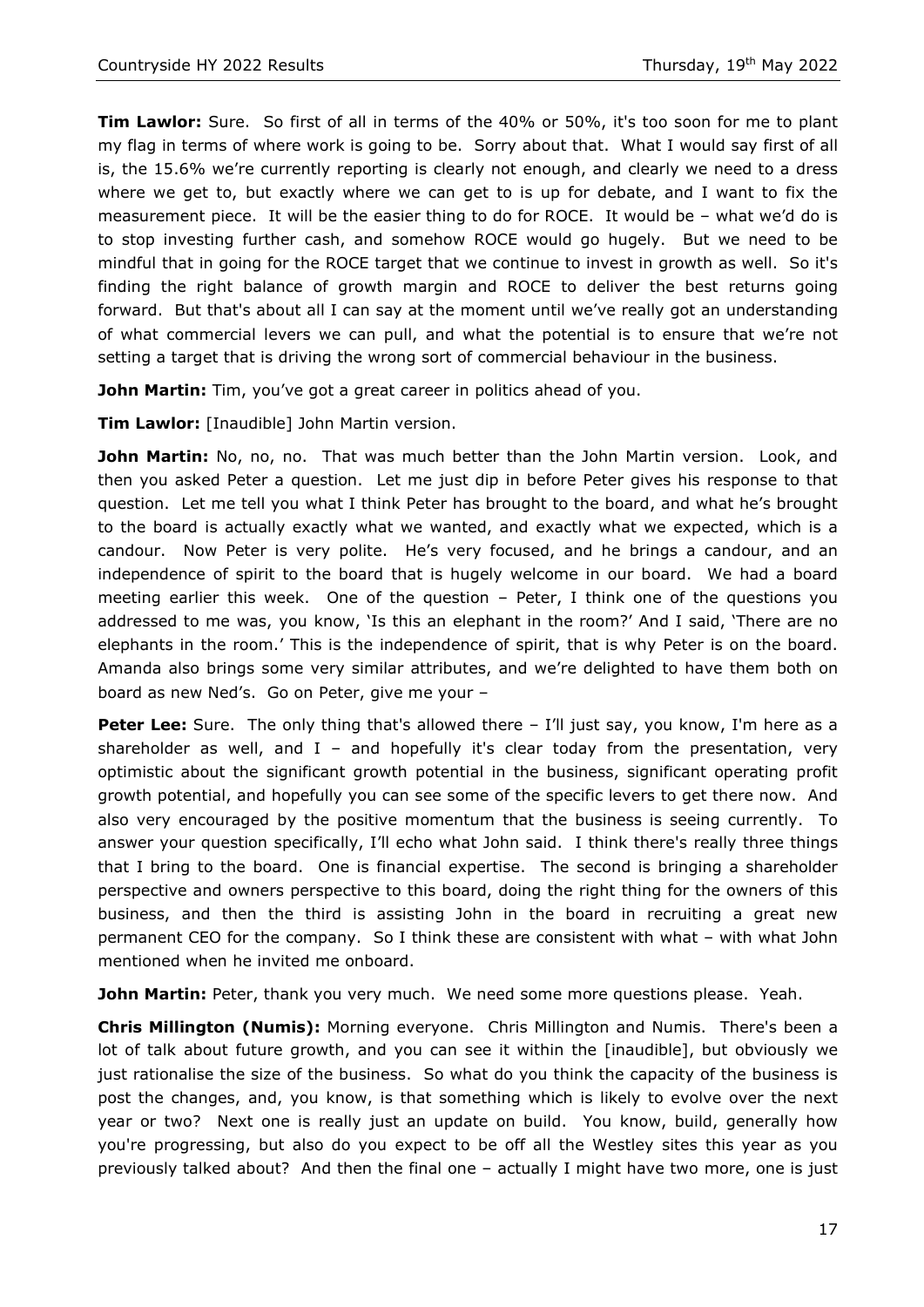**Tim Lawlor:** Sure. So first of all in terms of the 40% or 50%, it's too soon for me to plant my flag in terms of where work is going to be. Sorry about that. What I would say first of all is, the 15.6% we're currently reporting is clearly not enough, and clearly we need to a dress where we get to, but exactly where we can get to is up for debate, and I want to fix the measurement piece. It will be the easier thing to do for ROCE. It would be – what we'd do is to stop investing further cash, and somehow ROCE would go hugely. But we need to be mindful that in going for the ROCE target that we continue to invest in growth as well. So it's finding the right balance of growth margin and ROCE to deliver the best returns going forward. But that's about all I can say at the moment until we've really got an understanding of what commercial levers we can pull, and what the potential is to ensure that we're not setting a target that is driving the wrong sort of commercial behaviour in the business.

**John Martin:** Tim, you've got a great career in politics ahead of you.

**Tim Lawlor:** [Inaudible] John Martin version.

**John Martin:** No, no, no. That was much better than the John Martin version. Look, and then you asked Peter a question. Let me just dip in before Peter gives his response to that question. Let me tell you what I think Peter has brought to the board, and what he's brought to the board is actually exactly what we wanted, and exactly what we expected, which is a candour. Now Peter is very polite. He's very focused, and he brings a candour, and an independence of spirit to the board that is hugely welcome in our board. We had a board meeting earlier this week. One of the question – Peter, I think one of the questions you addressed to me was, you know, 'Is this an elephant in the room?' And I said, 'There are no elephants in the room.' This is the independence of spirit, that is why Peter is on the board. Amanda also brings some very similar attributes, and we're delighted to have them both on board as new Ned's. Go on Peter, give me your –

**Peter Lee:** Sure. The only thing that's allowed there – I'll just say, you know, I'm here as a shareholder as well, and I – and hopefully it's clear today from the presentation, very optimistic about the significant growth potential in the business, significant operating profit growth potential, and hopefully you can see some of the specific levers to get there now. And also very encouraged by the positive momentum that the business is seeing currently. To answer your question specifically, I'll echo what John said. I think there's really three things that I bring to the board. One is financial expertise. The second is bringing a shareholder perspective and owners perspective to this board, doing the right thing for the owners of this business, and then the third is assisting John in the board in recruiting a great new permanent CEO for the company. So I think these are consistent with what – with what John mentioned when he invited me onboard.

**John Martin:** Peter, thank you very much. We need some more questions please. Yeah.

**Chris Millington (Numis):** Morning everyone. Chris Millington and Numis. There's been a lot of talk about future growth, and you can see it within the [inaudible], but obviously we just rationalise the size of the business. So what do you think the capacity of the business is post the changes, and, you know, is that something which is likely to evolve over the next year or two? Next one is really just an update on build. You know, build, generally how you're progressing, but also do you expect to be off all the Westley sites this year as you previously talked about? And then the final one – actually I might have two more, one is just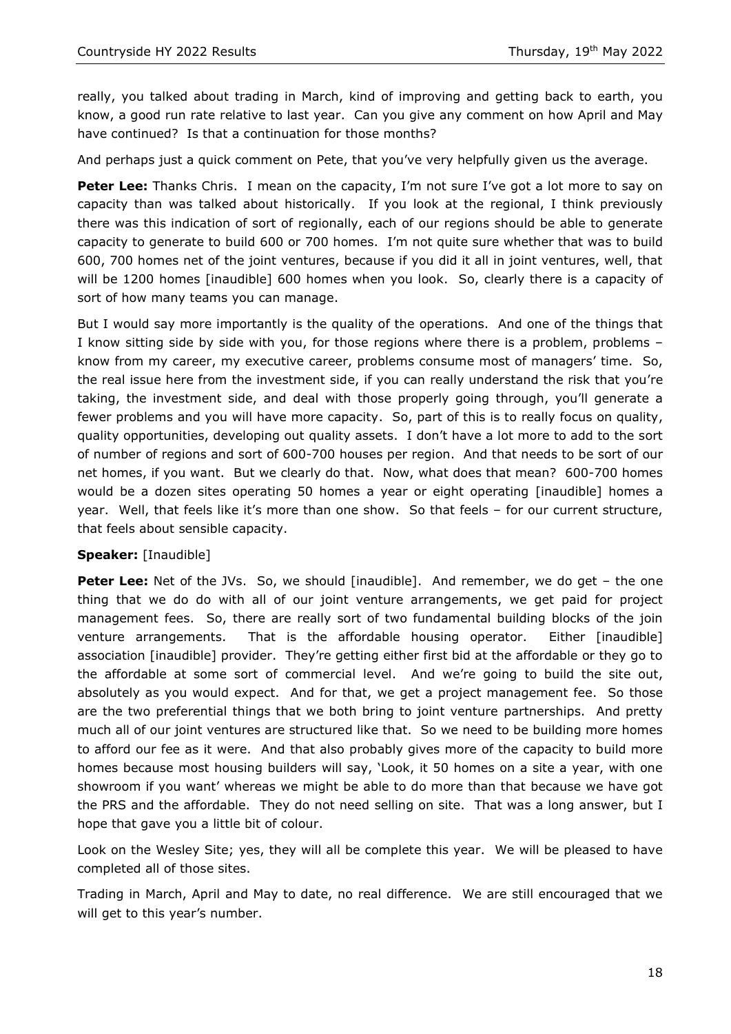really, you talked about trading in March, kind of improving and getting back to earth, you know, a good run rate relative to last year. Can you give any comment on how April and May have continued? Is that a continuation for those months?

And perhaps just a quick comment on Pete, that you've very helpfully given us the average.

**Peter Lee:** Thanks Chris. I mean on the capacity, I'm not sure I've got a lot more to say on capacity than was talked about historically. If you look at the regional, I think previously there was this indication of sort of regionally, each of our regions should be able to generate capacity to generate to build 600 or 700 homes. I'm not quite sure whether that was to build 600, 700 homes net of the joint ventures, because if you did it all in joint ventures, well, that will be 1200 homes [inaudible] 600 homes when you look. So, clearly there is a capacity of sort of how many teams you can manage.

But I would say more importantly is the quality of the operations. And one of the things that I know sitting side by side with you, for those regions where there is a problem, problems – know from my career, my executive career, problems consume most of managers' time. So, the real issue here from the investment side, if you can really understand the risk that you're taking, the investment side, and deal with those properly going through, you'll generate a fewer problems and you will have more capacity. So, part of this is to really focus on quality, quality opportunities, developing out quality assets. I don't have a lot more to add to the sort of number of regions and sort of 600-700 houses per region. And that needs to be sort of our net homes, if you want. But we clearly do that. Now, what does that mean? 600-700 homes would be a dozen sites operating 50 homes a year or eight operating [inaudible] homes a year. Well, that feels like it's more than one show. So that feels – for our current structure, that feels about sensible capacity.

**Speaker:** [Inaudible]

**Peter Lee:** Net of the JVs. So, we should [inaudible]. And remember, we do get – the one thing that we do do with all of our joint venture arrangements, we get paid for project management fees. So, there are really sort of two fundamental building blocks of the join venture arrangements. That is the affordable housing operator. Either [inaudible] association [inaudible] provider. They're getting either first bid at the affordable or they go to the affordable at some sort of commercial level. And we're going to build the site out, absolutely as you would expect. And for that, we get a project management fee. So those are the two preferential things that we both bring to joint venture partnerships. And pretty much all of our joint ventures are structured like that. So we need to be building more homes to afford our fee as it were. And that also probably gives more of the capacity to build more homes because most housing builders will say, 'Look, it 50 homes on a site a year, with one showroom if you want' whereas we might be able to do more than that because we have got the PRS and the affordable. They do not need selling on site. That was a long answer, but I hope that gave you a little bit of colour.

Look on the Wesley Site; yes, they will all be complete this year. We will be pleased to have completed all of those sites.

Trading in March, April and May to date, no real difference. We are still encouraged that we will get to this year's number.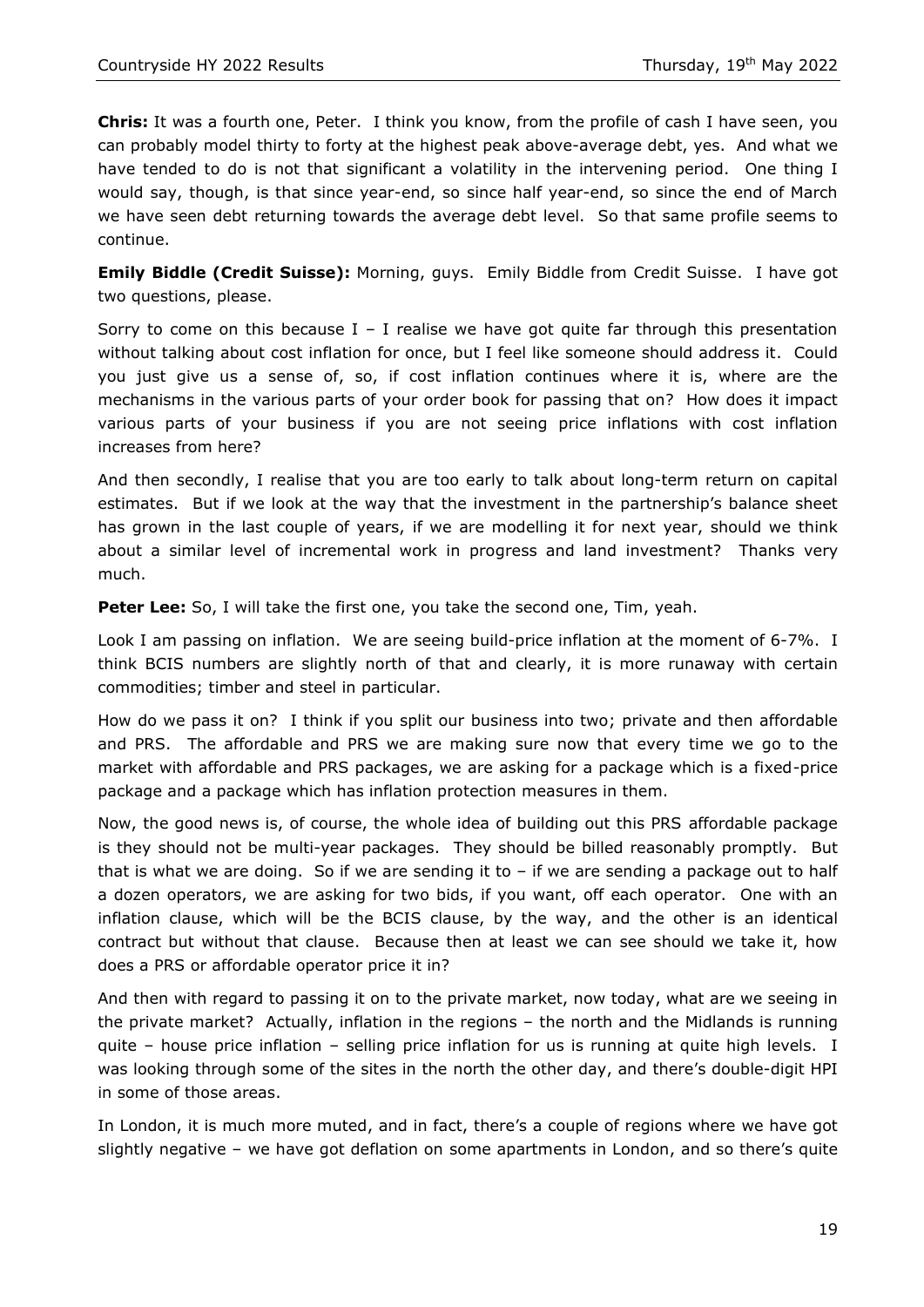**Chris:** It was a fourth one, Peter. I think you know, from the profile of cash I have seen, you can probably model thirty to forty at the highest peak above-average debt, yes. And what we have tended to do is not that significant a volatility in the intervening period. One thing I would say, though, is that since year-end, so since half year-end, so since the end of March we have seen debt returning towards the average debt level. So that same profile seems to continue.

**Emily Biddle (Credit Suisse):** Morning, guys. Emily Biddle from Credit Suisse. I have got two questions, please.

Sorry to come on this because I – I realise we have got quite far through this presentation without talking about cost inflation for once, but I feel like someone should address it. Could you just give us a sense of, so, if cost inflation continues where it is, where are the mechanisms in the various parts of your order book for passing that on? How does it impact various parts of your business if you are not seeing price inflations with cost inflation increases from here?

And then secondly, I realise that you are too early to talk about long-term return on capital estimates. But if we look at the way that the investment in the partnership's balance sheet has grown in the last couple of years, if we are modelling it for next year, should we think about a similar level of incremental work in progress and land investment? Thanks very much.

**Peter Lee:** So, I will take the first one, you take the second one, Tim, yeah.

Look I am passing on inflation. We are seeing build-price inflation at the moment of 6-7%. I think BCIS numbers are slightly north of that and clearly, it is more runaway with certain commodities; timber and steel in particular.

How do we pass it on? I think if you split our business into two; private and then affordable and PRS. The affordable and PRS we are making sure now that every time we go to the market with affordable and PRS packages, we are asking for a package which is a fixed-price package and a package which has inflation protection measures in them.

Now, the good news is, of course, the whole idea of building out this PRS affordable package is they should not be multi-year packages. They should be billed reasonably promptly. But that is what we are doing. So if we are sending it to – if we are sending a package out to half a dozen operators, we are asking for two bids, if you want, off each operator. One with an inflation clause, which will be the BCIS clause, by the way, and the other is an identical contract but without that clause. Because then at least we can see should we take it, how does a PRS or affordable operator price it in?

And then with regard to passing it on to the private market, now today, what are we seeing in the private market? Actually, inflation in the regions – the north and the Midlands is running quite – house price inflation – selling price inflation for us is running at quite high levels. I was looking through some of the sites in the north the other day, and there's double-digit HPI in some of those areas.

In London, it is much more muted, and in fact, there's a couple of regions where we have got slightly negative – we have got deflation on some apartments in London, and so there's quite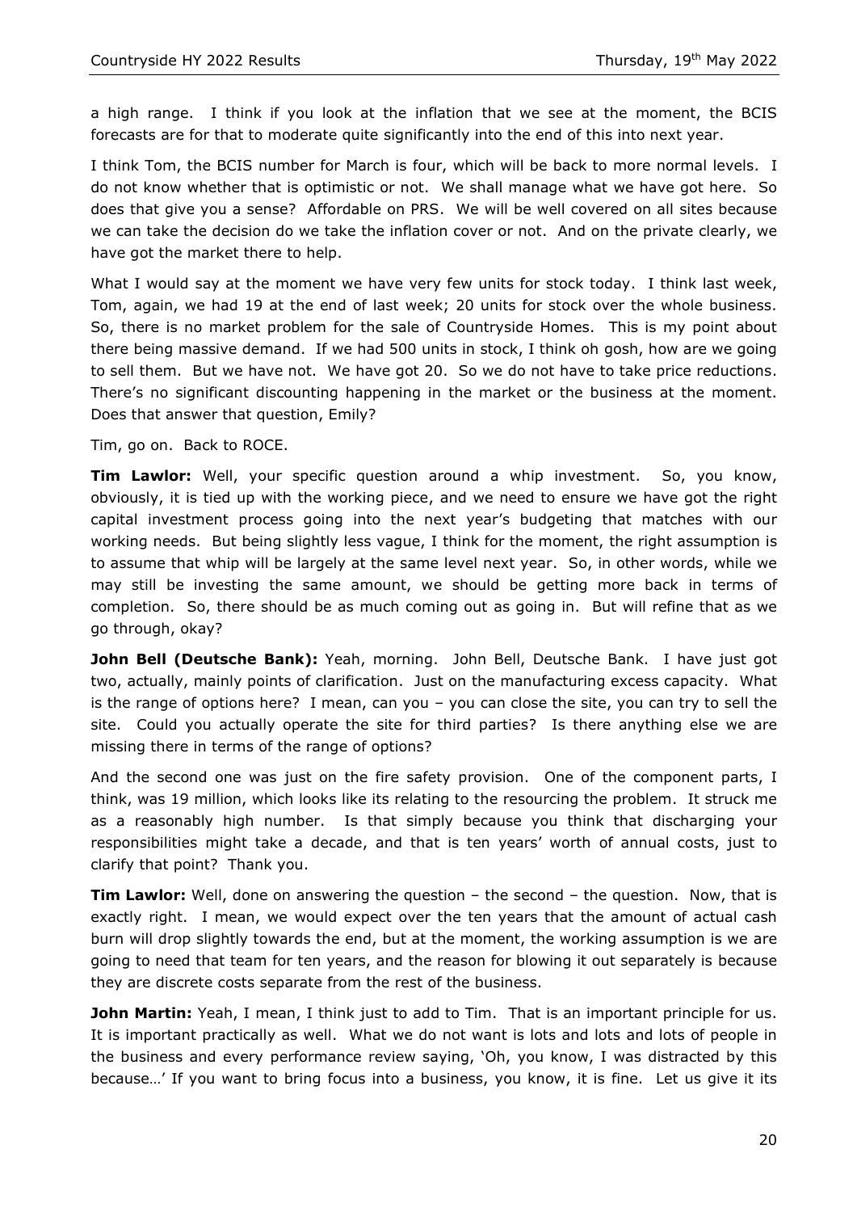a high range. I think if you look at the inflation that we see at the moment, the BCIS forecasts are for that to moderate quite significantly into the end of this into next year.

I think Tom, the BCIS number for March is four, which will be back to more normal levels. I do not know whether that is optimistic or not. We shall manage what we have got here. So does that give you a sense? Affordable on PRS. We will be well covered on all sites because we can take the decision do we take the inflation cover or not. And on the private clearly, we have got the market there to help.

What I would say at the moment we have very few units for stock today. I think last week, Tom, again, we had 19 at the end of last week; 20 units for stock over the whole business. So, there is no market problem for the sale of Countryside Homes. This is my point about there being massive demand. If we had 500 units in stock, I think oh gosh, how are we going to sell them. But we have not. We have got 20. So we do not have to take price reductions. There's no significant discounting happening in the market or the business at the moment. Does that answer that question, Emily?

Tim, go on. Back to ROCE.

**Tim Lawlor:** Well, your specific question around a whip investment. So, you know, obviously, it is tied up with the working piece, and we need to ensure we have got the right capital investment process going into the next year's budgeting that matches with our working needs. But being slightly less vague, I think for the moment, the right assumption is to assume that whip will be largely at the same level next year. So, in other words, while we may still be investing the same amount, we should be getting more back in terms of completion. So, there should be as much coming out as going in. But will refine that as we go through, okay?

**John Bell (Deutsche Bank):** Yeah, morning. John Bell, Deutsche Bank. I have just got two, actually, mainly points of clarification. Just on the manufacturing excess capacity. What is the range of options here? I mean, can you – you can close the site, you can try to sell the site. Could you actually operate the site for third parties? Is there anything else we are missing there in terms of the range of options?

And the second one was just on the fire safety provision. One of the component parts, I think, was 19 million, which looks like its relating to the resourcing the problem. It struck me as a reasonably high number. Is that simply because you think that discharging your responsibilities might take a decade, and that is ten years' worth of annual costs, just to clarify that point? Thank you.

**Tim Lawlor:** Well, done on answering the question – the second – the question. Now, that is exactly right. I mean, we would expect over the ten years that the amount of actual cash burn will drop slightly towards the end, but at the moment, the working assumption is we are going to need that team for ten years, and the reason for blowing it out separately is because they are discrete costs separate from the rest of the business.

**John Martin:** Yeah, I mean, I think just to add to Tim. That is an important principle for us. It is important practically as well. What we do not want is lots and lots and lots of people in the business and every performance review saying, 'Oh, you know, I was distracted by this because…' If you want to bring focus into a business, you know, it is fine. Let us give it its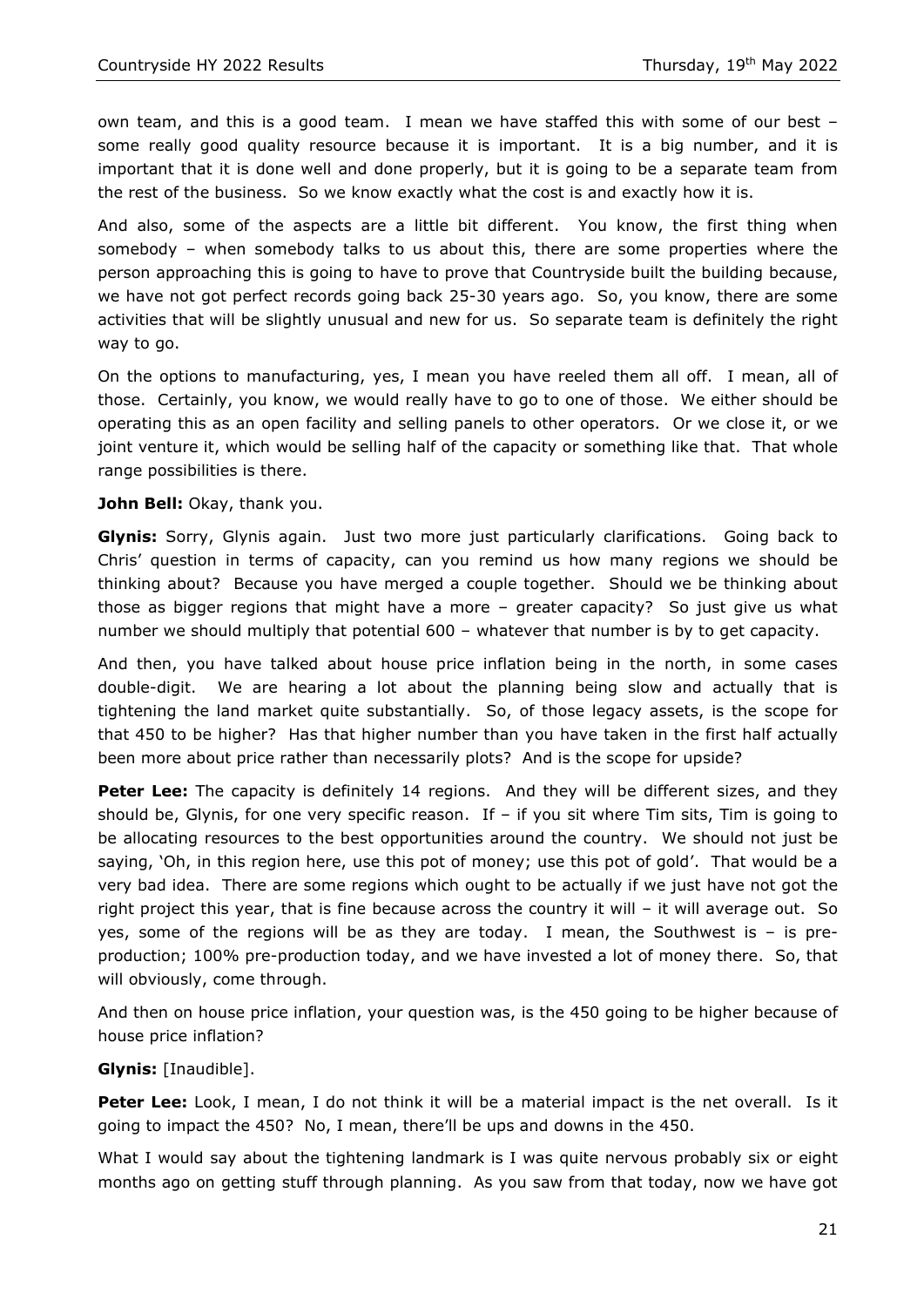own team, and this is a good team. I mean we have staffed this with some of our best – some really good quality resource because it is important. It is a big number, and it is important that it is done well and done properly, but it is going to be a separate team from the rest of the business. So we know exactly what the cost is and exactly how it is.

And also, some of the aspects are a little bit different. You know, the first thing when somebody – when somebody talks to us about this, there are some properties where the person approaching this is going to have to prove that Countryside built the building because, we have not got perfect records going back 25-30 years ago. So, you know, there are some activities that will be slightly unusual and new for us. So separate team is definitely the right way to go.

On the options to manufacturing, yes, I mean you have reeled them all off. I mean, all of those. Certainly, you know, we would really have to go to one of those. We either should be operating this as an open facility and selling panels to other operators. Or we close it, or we joint venture it, which would be selling half of the capacity or something like that. That whole range possibilities is there.

**John Bell:** Okay, thank you.

**Glynis:** Sorry, Glynis again. Just two more just particularly clarifications. Going back to Chris' question in terms of capacity, can you remind us how many regions we should be thinking about? Because you have merged a couple together. Should we be thinking about those as bigger regions that might have a more – greater capacity? So just give us what number we should multiply that potential 600 – whatever that number is by to get capacity.

And then, you have talked about house price inflation being in the north, in some cases double-digit. We are hearing a lot about the planning being slow and actually that is tightening the land market quite substantially. So, of those legacy assets, is the scope for that 450 to be higher? Has that higher number than you have taken in the first half actually been more about price rather than necessarily plots? And is the scope for upside?

**Peter Lee:** The capacity is definitely 14 regions. And they will be different sizes, and they should be, Glynis, for one very specific reason. If – if you sit where Tim sits, Tim is going to be allocating resources to the best opportunities around the country. We should not just be saying, 'Oh, in this region here, use this pot of money; use this pot of gold'. That would be a very bad idea. There are some regions which ought to be actually if we just have not got the right project this year, that is fine because across the country it will – it will average out. So yes, some of the regions will be as they are today. I mean, the Southwest is – is pre-production; 100% pre-production today, and we have invested a lot of money there. So, that will obviously, come through.

And then on house price inflation, your question was, is the 450 going to be higher because of house price inflation?

**Glynis:** [Inaudible].

**Peter Lee:** Look, I mean, I do not think it will be a material impact is the net overall. Is it going to impact the 450? No, I mean, there'll be ups and downs in the 450.

What I would say about the tightening landmark is I was quite nervous probably six or eight months ago on getting stuff through planning. As you saw from that today, now we have got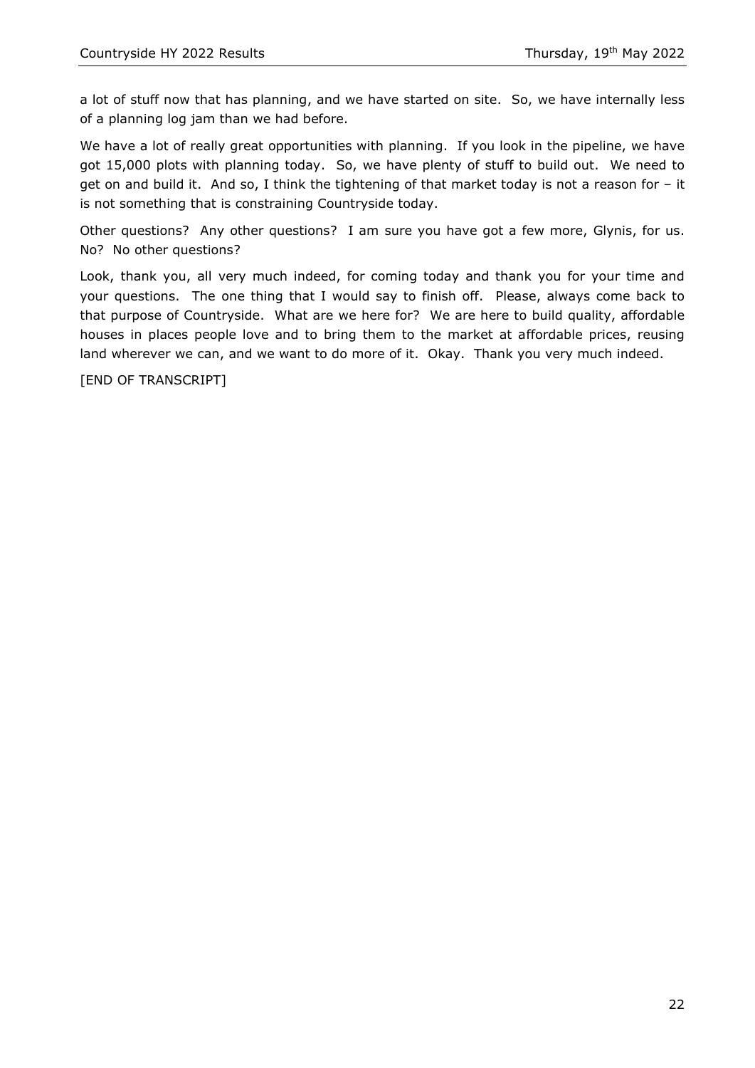a lot of stuff now that has planning, and we have started on site. So, we have internally less of a planning log jam than we had before.

We have a lot of really great opportunities with planning. If you look in the pipeline, we have got 15,000 plots with planning today. So, we have plenty of stuff to build out. We need to get on and build it. And so, I think the tightening of that market today is not a reason for – it is not something that is constraining Countryside today.

Other questions? Any other questions? I am sure you have got a few more, Glynis, for us. No? No other questions?

Look, thank you, all very much indeed, for coming today and thank you for your time and your questions. The one thing that I would say to finish off. Please, always come back to that purpose of Countryside. What are we here for? We are here to build quality, affordable houses in places people love and to bring them to the market at affordable prices, reusing land wherever we can, and we want to do more of it. Okay. Thank you very much indeed.

[END OF TRANSCRIPT]